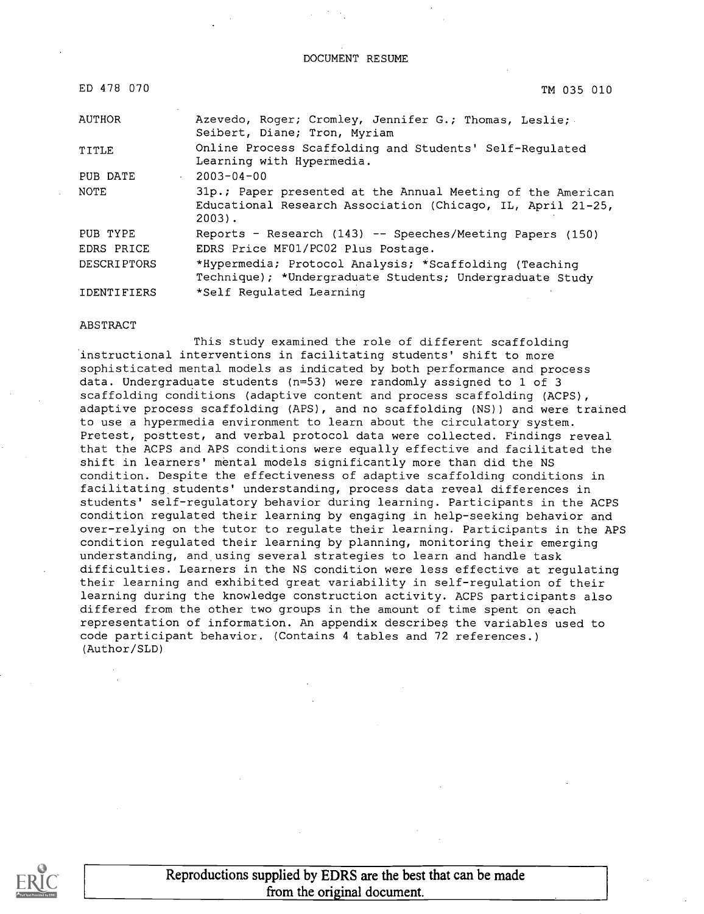DOCUMENT RESUME

| | |
|---|---|
| ED 478 070 | TM 035 010 |
| AUTHOR | Azevedo, Roger; Cromley, Jennifer G.; Thomas, Leslie; Seibert, Diane; Tron, Myriam |
| TITLE | Online Process Scaffolding and Students' Self-Regulated Learning with Hypermedia. |
| PUB DATE | 2003-04-00 |
| NOTE | 31p.; Paper presented at the Annual Meeting of the American Educational Research Association (Chicago, IL, April 21-25, 2003). |
| PUB TYPE | Reports - Research (143) -- Speeches/Meeting Papers (150) |
| EDRS PRICE | EDRS Price MF01/PC02 Plus Postage. |
| DESCRIPTORS | *Hypermedia; Protocol Analysis; *Scaffolding (Teaching Technique); *Undergraduate Students; Undergraduate Study |
| IDENTIFIERS | *Self Regulated Learning |

ABSTRACT

This study examined the role of different scaffolding instructional interventions in facilitating students' shift to more sophisticated mental models as indicated by both performance and process data. Undergraduate students (n=53) were randomly assigned to 1 of 3 scaffolding conditions (adaptive content and process scaffolding (ACPS), adaptive process scaffolding (APS), and no scaffolding (NS)) and were trained to use a hypermedia environment to learn about the circulatory system. Pretest, posttest, and verbal protocol data were collected. Findings reveal that the ACPS and APS conditions were equally effective and facilitated the shift in learners' mental models significantly more than did the NS condition. Despite the effectiveness of adaptive scaffolding conditions in facilitating students' understanding, process data reveal differences in students' self-regulatory behavior during learning. Participants in the ACPS condition regulated their learning by engaging in help-seeking behavior and over-relying on the tutor to regulate their learning. Participants in the APS condition regulated their learning by planning, monitoring their emerging understanding, and using several strategies to learn and handle task difficulties. Learners in the NS condition were less effective at regulating their learning and exhibited great variability in self-regulation of their learning during the knowledge construction activity. ACPS participants also differed from the other two groups in the amount of time spent on each representation of information. An appendix describes the variables used to code participant behavior. (Contains 4 tables and 72 references.) (Author/SLD)

Reproductions supplied by EDRS are the best that can be made from the original document.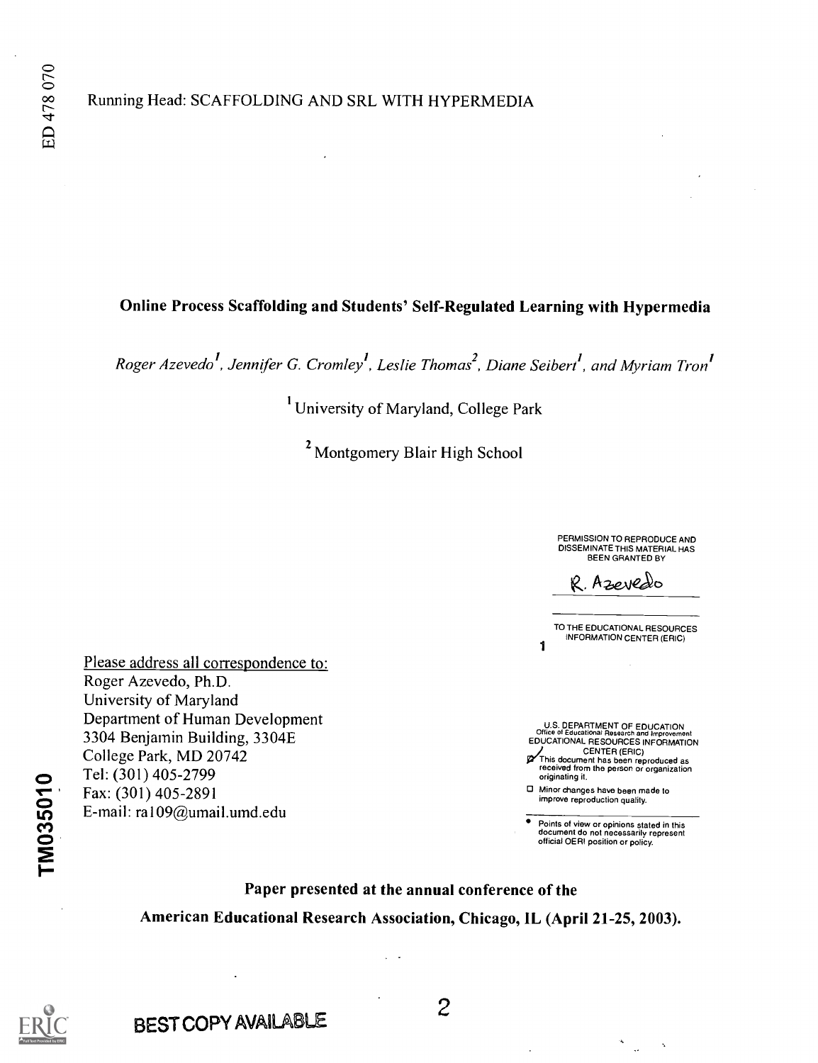ED 478 070

Running Head: SCAFFOLDING AND SRL WITH HYPERMEDIA

# Online Process Scaffolding and Students' Self-Regulated Learning with Hypermedia

*Roger Azevedo[1], Jennifer G. Cromley[1], Leslie Thomas[2], Diane Seibert[1], and Myriam Tron[1]*

[1] University of Maryland, College Park

[2] Montgomery Blair High School

PERMISSION TO REPRODUCE AND DISSEMINATE THIS MATERIAL HAS BEEN GRANTED BY

R. Azevedo

TO THE EDUCATIONAL RESOURCES INFORMATION CENTER (ERIC)

1

Please address all correspondence to:
Roger Azevedo, Ph.D.
University of Maryland
Department of Human Development
3304 Benjamin Building, 3304E
College Park, MD 20742
Tel: (301) 405-2799
Fax: (301) 405-2891
E-mail: ra109@umail.umd.edu

U.S. DEPARTMENT OF EDUCATION
Office of Educational Research and Improvement
EDUCATIONAL RESOURCES INFORMATION CENTER (ERIC)

- [x] This document has been reproduced as received from the person or organization originating it.
- [ ] Minor changes have been made to improve reproduction quality.

- Points of view or opinions stated in this document do not necessarily represent official OERI position or policy.

TM035010

**Paper presented at the annual conference of the**

**American Educational Research Association, Chicago, IL (April 21-25, 2003).**

BEST COPY AVAILABLE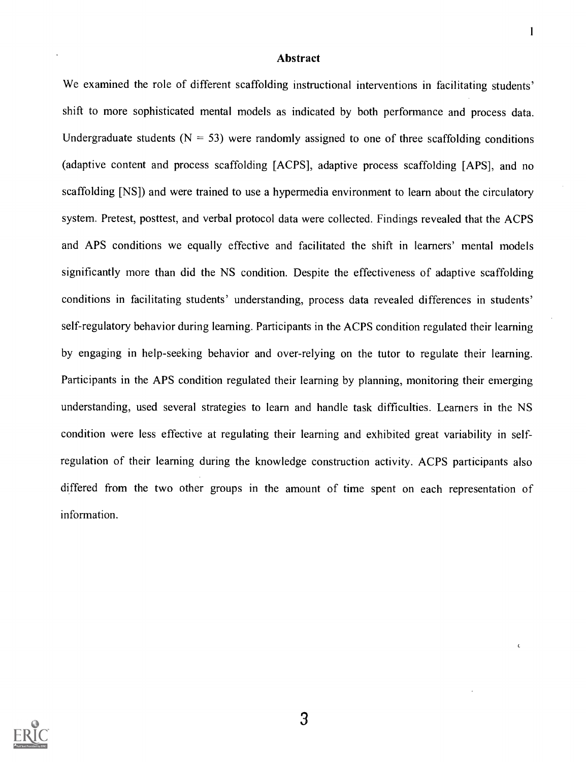## Abstract

We examined the role of different scaffolding instructional interventions in facilitating students' shift to more sophisticated mental models as indicated by both performance and process data. Undergraduate students ($N = 53$) were randomly assigned to one of three scaffolding conditions (adaptive content and process scaffolding [ACPS], adaptive process scaffolding [APS], and no scaffolding [NS]) and were trained to use a hypermedia environment to learn about the circulatory system. Pretest, posttest, and verbal protocol data were collected. Findings revealed that the ACPS and APS conditions we equally effective and facilitated the shift in learners' mental models significantly more than did the NS condition. Despite the effectiveness of adaptive scaffolding conditions in facilitating students' understanding, process data revealed differences in students' self-regulatory behavior during learning. Participants in the ACPS condition regulated their learning by engaging in help-seeking behavior and over-relying on the tutor to regulate their learning. Participants in the APS condition regulated their learning by planning, monitoring their emerging understanding, used several strategies to learn and handle task difficulties. Learners in the NS condition were less effective at regulating their learning and exhibited great variability in self-regulation of their learning during the knowledge construction activity. ACPS participants also differed from the two other groups in the amount of time spent on each representation of information.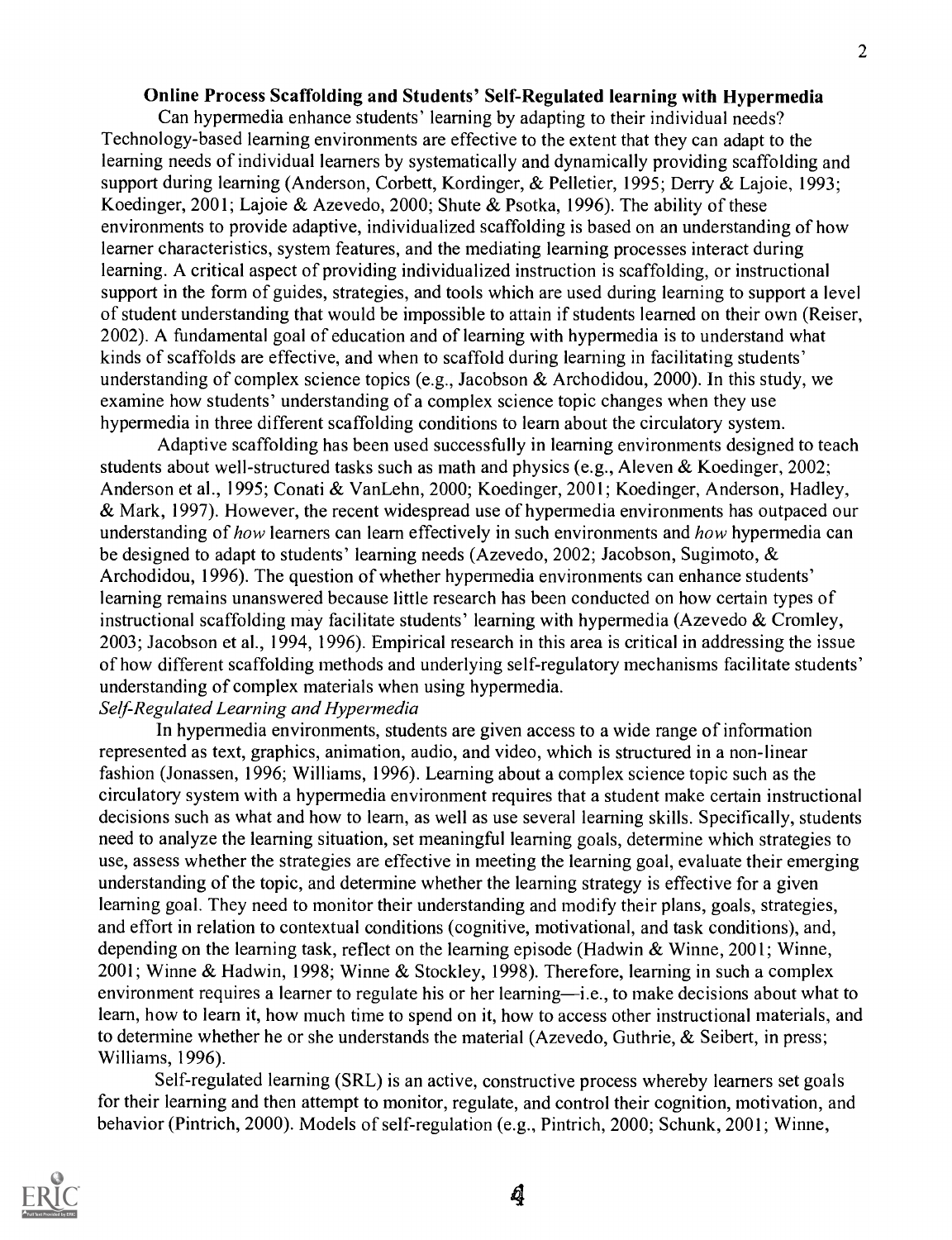## Online Process Scaffolding and Students' Self-Regulated learning with Hypermedia

Can hypermedia enhance students' learning by adapting to their individual needs? Technology-based learning environments are effective to the extent that they can adapt to the learning needs of individual learners by systematically and dynamically providing scaffolding and support during learning (Anderson, Corbett, Kordinger, & Pelletier, 1995; Derry & Lajoie, 1993; Koedinger, 2001; Lajoie & Azevedo, 2000; Shute & Psotka, 1996). The ability of these environments to provide adaptive, individualized scaffolding is based on an understanding of how learner characteristics, system features, and the mediating learning processes interact during learning. A critical aspect of providing individualized instruction is scaffolding, or instructional support in the form of guides, strategies, and tools which are used during learning to support a level of student understanding that would be impossible to attain if students learned on their own (Reiser, 2002). A fundamental goal of education and of learning with hypermedia is to understand what kinds of scaffolds are effective, and when to scaffold during learning in facilitating students' understanding of complex science topics (e.g., Jacobson & Archodidou, 2000). In this study, we examine how students' understanding of a complex science topic changes when they use hypermedia in three different scaffolding conditions to learn about the circulatory system.

Adaptive scaffolding has been used successfully in learning environments designed to teach students about well-structured tasks such as math and physics (e.g., Aleven & Koedinger, 2002; Anderson et al., 1995; Conati & VanLehn, 2000; Koedinger, 2001; Koedinger, Anderson, Hadley, & Mark, 1997). However, the recent widespread use of hypermedia environments has outpaced our understanding of *how* learners can learn effectively in such environments and *how* hypermedia can be designed to adapt to students' learning needs (Azevedo, 2002; Jacobson, Sugimoto, & Archodidou, 1996). The question of whether hypermedia environments can enhance students' learning remains unanswered because little research has been conducted on how certain types of instructional scaffolding may facilitate students' learning with hypermedia (Azevedo & Cromley, 2003; Jacobson et al., 1994, 1996). Empirical research in this area is critical in addressing the issue of how different scaffolding methods and underlying self-regulatory mechanisms facilitate students' understanding of complex materials when using hypermedia.

### *Self-Regulated Learning and Hypermedia*

In hypermedia environments, students are given access to a wide range of information represented as text, graphics, animation, audio, and video, which is structured in a non-linear fashion (Jonassen, 1996; Williams, 1996). Learning about a complex science topic such as the circulatory system with a hypermedia environment requires that a student make certain instructional decisions such as what and how to learn, as well as use several learning skills. Specifically, students need to analyze the learning situation, set meaningful learning goals, determine which strategies to use, assess whether the strategies are effective in meeting the learning goal, evaluate their emerging understanding of the topic, and determine whether the learning strategy is effective for a given learning goal. They need to monitor their understanding and modify their plans, goals, strategies, and effort in relation to contextual conditions (cognitive, motivational, and task conditions), and, depending on the learning task, reflect on the learning episode (Hadwin & Winne, 2001; Winne, 2001; Winne & Hadwin, 1998; Winne & Stockley, 1998). Therefore, learning in such a complex environment requires a learner to regulate his or her learning—i.e., to make decisions about what to learn, how to learn it, how much time to spend on it, how to access other instructional materials, and to determine whether he or she understands the material (Azevedo, Guthrie, & Seibert, in press; Williams, 1996).

Self-regulated learning (SRL) is an active, constructive process whereby learners set goals for their learning and then attempt to monitor, regulate, and control their cognition, motivation, and behavior (Pintrich, 2000). Models of self-regulation (e.g., Pintrich, 2000; Schunk, 2001; Winne,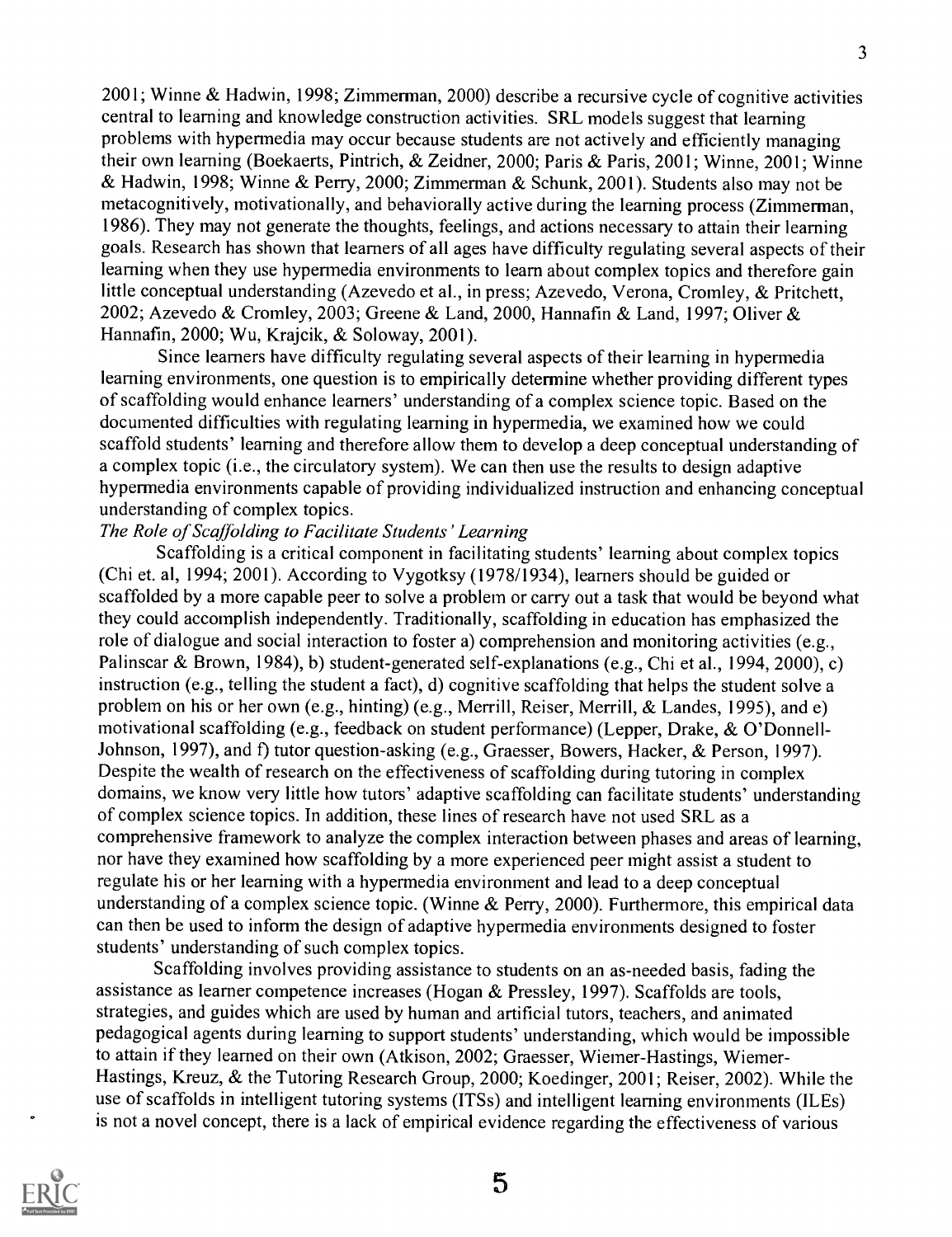2001; Winne & Hadwin, 1998; Zimmerman, 2000) describe a recursive cycle of cognitive activities central to learning and knowledge construction activities. SRL models suggest that learning problems with hypermedia may occur because students are not actively and efficiently managing their own learning (Boekaerts, Pintrich, & Zeidner, 2000; Paris & Paris, 2001; Winne, 2001; Winne & Hadwin, 1998; Winne & Perry, 2000; Zimmerman & Schunk, 2001). Students also may not be metacognitively, motivationally, and behaviorally active during the learning process (Zimmerman, 1986). They may not generate the thoughts, feelings, and actions necessary to attain their learning goals. Research has shown that learners of all ages have difficulty regulating several aspects of their learning when they use hypermedia environments to learn about complex topics and therefore gain little conceptual understanding (Azevedo et al., in press; Azevedo, Verona, Cromley, & Pritchett, 2002; Azevedo & Cromley, 2003; Greene & Land, 2000, Hannafin & Land, 1997; Oliver & Hannafin, 2000; Wu, Krajcik, & Soloway, 2001).

Since learners have difficulty regulating several aspects of their learning in hypermedia learning environments, one question is to empirically determine whether providing different types of scaffolding would enhance learners' understanding of a complex science topic. Based on the documented difficulties with regulating learning in hypermedia, we examined how we could scaffold students' learning and therefore allow them to develop a deep conceptual understanding of a complex topic (i.e., the circulatory system). We can then use the results to design adaptive hypermedia environments capable of providing individualized instruction and enhancing conceptual understanding of complex topics.

*The Role of Scaffolding to Facilitate Students' Learning*

Scaffolding is a critical component in facilitating students' learning about complex topics (Chi et. al, 1994; 2001). According to Vygotksy (1978/1934), learners should be guided or scaffolded by a more capable peer to solve a problem or carry out a task that would be beyond what they could accomplish independently. Traditionally, scaffolding in education has emphasized the role of dialogue and social interaction to foster a) comprehension and monitoring activities (e.g., Palinscar & Brown, 1984), b) student-generated self-explanations (e.g., Chi et al., 1994, 2000), c) instruction (e.g., telling the student a fact), d) cognitive scaffolding that helps the student solve a problem on his or her own (e.g., hinting) (e.g., Merrill, Reiser, Merrill, & Landes, 1995), and e) motivational scaffolding (e.g., feedback on student performance) (Lepper, Drake, & O'Donnell-Johnson, 1997), and f) tutor question-asking (e.g., Graesser, Bowers, Hacker, & Person, 1997). Despite the wealth of research on the effectiveness of scaffolding during tutoring in complex domains, we know very little how tutors' adaptive scaffolding can facilitate students' understanding of complex science topics. In addition, these lines of research have not used SRL as a comprehensive framework to analyze the complex interaction between phases and areas of learning, nor have they examined how scaffolding by a more experienced peer might assist a student to regulate his or her learning with a hypermedia environment and lead to a deep conceptual understanding of a complex science topic. (Winne & Perry, 2000). Furthermore, this empirical data can then be used to inform the design of adaptive hypermedia environments designed to foster students' understanding of such complex topics.

Scaffolding involves providing assistance to students on an as-needed basis, fading the assistance as learner competence increases (Hogan & Pressley, 1997). Scaffolds are tools, strategies, and guides which are used by human and artificial tutors, teachers, and animated pedagogical agents during learning to support students' understanding, which would be impossible to attain if they learned on their own (Atkison, 2002; Graesser, Wiemer-Hastings, Wiemer-Hastings, Kreuz, & the Tutoring Research Group, 2000; Koedinger, 2001; Reiser, 2002). While the use of scaffolds in intelligent tutoring systems (ITSs) and intelligent learning environments (ILEs) is not a novel concept, there is a lack of empirical evidence regarding the effectiveness of various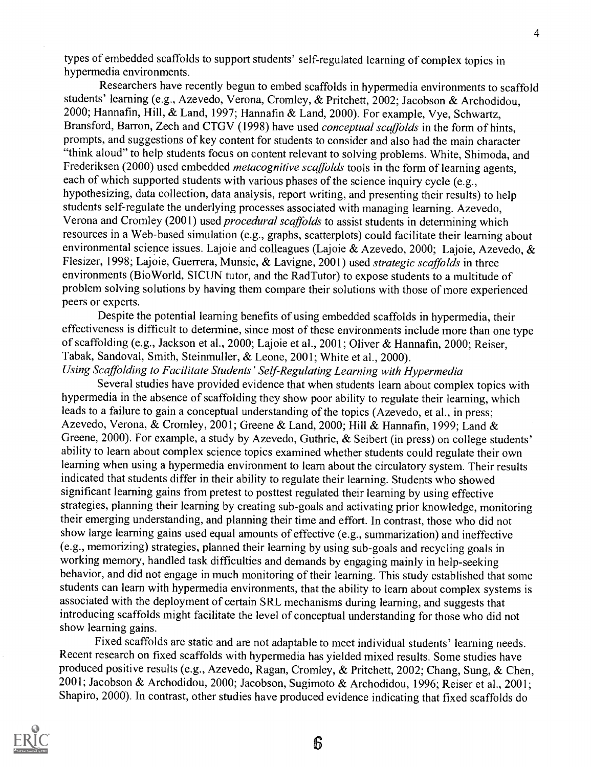types of embedded scaffolds to support students' self-regulated learning of complex topics in hypermedia environments.

Researchers have recently begun to embed scaffolds in hypermedia environments to scaffold students' learning (e.g., Azevedo, Verona, Cromley, & Pritchett, 2002; Jacobson & Archodidou, 2000; Hannafin, Hill, & Land, 1997; Hannafin & Land, 2000). For example, Vye, Schwartz, Bransford, Barron, Zech and CTGV (1998) have used *conceptual scaffolds* in the form of hints, prompts, and suggestions of key content for students to consider and also had the main character "think aloud" to help students focus on content relevant to solving problems. White, Shimoda, and Frederiksen (2000) used embedded *metacognitive scaffolds* tools in the form of learning agents, each of which supported students with various phases of the science inquiry cycle (e.g., hypothesizing, data collection, data analysis, report writing, and presenting their results) to help students self-regulate the underlying processes associated with managing learning. Azevedo, Verona and Cromley (2001) used *procedural scaffolds* to assist students in determining which resources in a Web-based simulation (e.g., graphs, scatterplots) could facilitate their learning about environmental science issues. Lajoie and colleagues (Lajoie & Azevedo, 2000; Lajoie, Azevedo, & Flesizer, 1998; Lajoie, Guerrera, Munsie, & Lavigne, 2001) used *strategic scaffolds* in three environments (BioWorld, SICUN tutor, and the RadTutor) to expose students to a multitude of problem solving solutions by having them compare their solutions with those of more experienced peers or experts.

Despite the potential learning benefits of using embedded scaffolds in hypermedia, their effectiveness is difficult to determine, since most of these environments include more than one type of scaffolding (e.g., Jackson et al., 2000; Lajoie et al., 2001; Oliver & Hannafin, 2000; Reiser, Tabak, Sandoval, Smith, Steinmuller, & Leone, 2001; White et al., 2000).

*Using Scaffolding to Facilitate Students' Self-Regulating Learning with Hypermedia*

Several studies have provided evidence that when students learn about complex topics with hypermedia in the absence of scaffolding they show poor ability to regulate their learning, which leads to a failure to gain a conceptual understanding of the topics (Azevedo, et al., in press; Azevedo, Verona, & Cromley, 2001; Greene & Land, 2000; Hill & Hannafin, 1999; Land & Greene, 2000). For example, a study by Azevedo, Guthrie, & Seibert (in press) on college students' ability to learn about complex science topics examined whether students could regulate their own learning when using a hypermedia environment to learn about the circulatory system. Their results indicated that students differ in their ability to regulate their learning. Students who showed significant learning gains from pretest to posttest regulated their learning by using effective strategies, planning their learning by creating sub-goals and activating prior knowledge, monitoring their emerging understanding, and planning their time and effort. In contrast, those who did not show large learning gains used equal amounts of effective (e.g., summarization) and ineffective (e.g., memorizing) strategies, planned their learning by using sub-goals and recycling goals in working memory, handled task difficulties and demands by engaging mainly in help-seeking behavior, and did not engage in much monitoring of their learning. This study established that some students can learn with hypermedia environments, that the ability to learn about complex systems is associated with the deployment of certain SRL mechanisms during learning, and suggests that introducing scaffolds might facilitate the level of conceptual understanding for those who did not show learning gains.

Fixed scaffolds are static and are not adaptable to meet individual students' learning needs. Recent research on fixed scaffolds with hypermedia has yielded mixed results. Some studies have produced positive results (e.g., Azevedo, Ragan, Cromley, & Pritchett, 2002; Chang, Sung, & Chen, 2001; Jacobson & Archodidou, 2000; Jacobson, Sugimoto & Archodidou, 1996; Reiser et al., 2001; Shapiro, 2000). In contrast, other studies have produced evidence indicating that fixed scaffolds do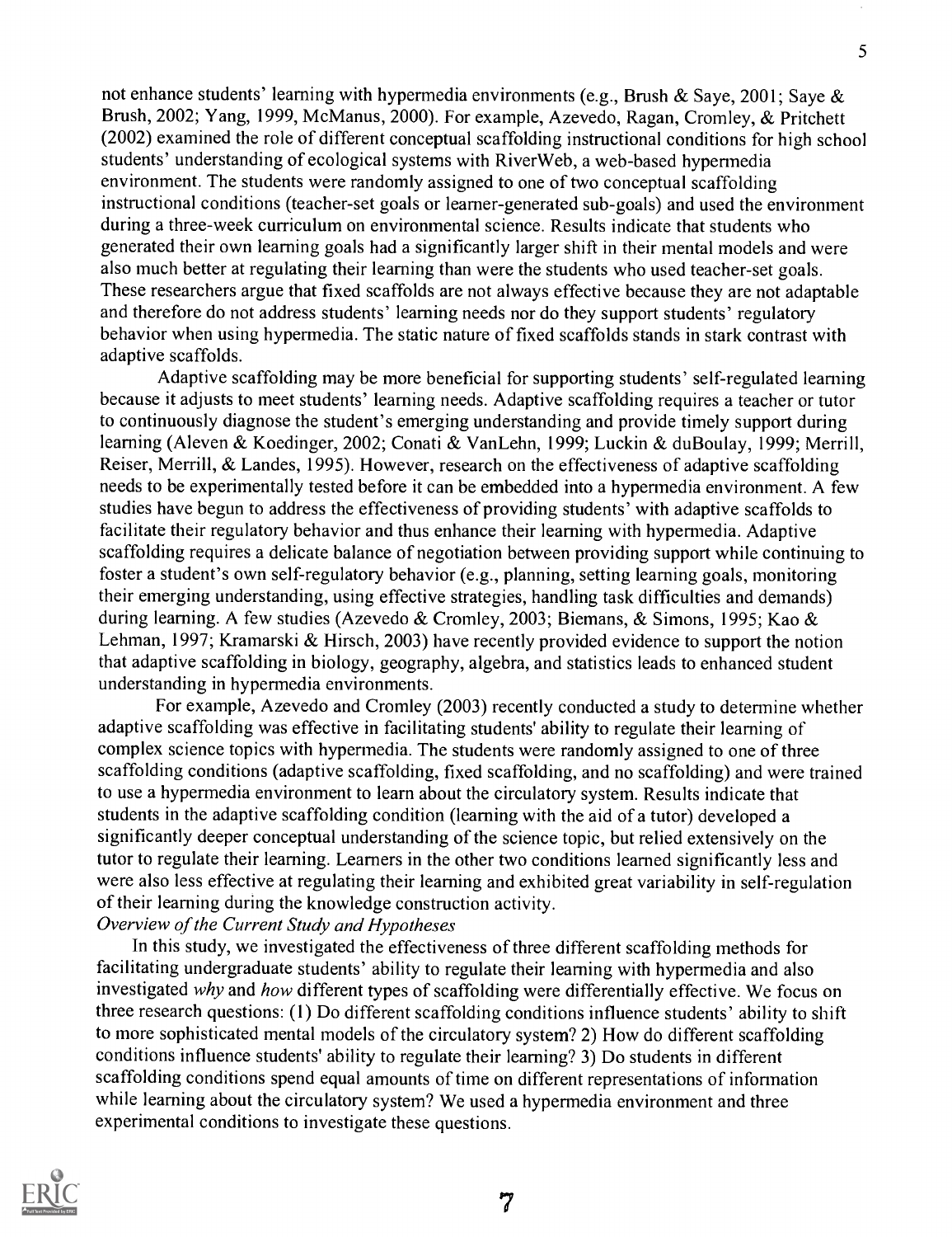not enhance students' learning with hypermedia environments (e.g., Brush & Saye, 2001; Saye & Brush, 2002; Yang, 1999, McManus, 2000). For example, Azevedo, Ragan, Cromley, & Pritchett (2002) examined the role of different conceptual scaffolding instructional conditions for high school students' understanding of ecological systems with RiverWeb, a web-based hypermedia environment. The students were randomly assigned to one of two conceptual scaffolding instructional conditions (teacher-set goals or learner-generated sub-goals) and used the environment during a three-week curriculum on environmental science. Results indicate that students who generated their own learning goals had a significantly larger shift in their mental models and were also much better at regulating their learning than were the students who used teacher-set goals. These researchers argue that fixed scaffolds are not always effective because they are not adaptable and therefore do not address students' learning needs nor do they support students' regulatory behavior when using hypermedia. The static nature of fixed scaffolds stands in stark contrast with adaptive scaffolds.

Adaptive scaffolding may be more beneficial for supporting students' self-regulated learning because it adjusts to meet students' learning needs. Adaptive scaffolding requires a teacher or tutor to continuously diagnose the student's emerging understanding and provide timely support during learning (Aleven & Koedinger, 2002; Conati & VanLehn, 1999; Luckin & duBoulay, 1999; Merrill, Reiser, Merrill, & Landes, 1995). However, research on the effectiveness of adaptive scaffolding needs to be experimentally tested before it can be embedded into a hypermedia environment. A few studies have begun to address the effectiveness of providing students' with adaptive scaffolds to facilitate their regulatory behavior and thus enhance their learning with hypermedia. Adaptive scaffolding requires a delicate balance of negotiation between providing support while continuing to foster a student's own self-regulatory behavior (e.g., planning, setting learning goals, monitoring their emerging understanding, using effective strategies, handling task difficulties and demands) during learning. A few studies (Azevedo & Cromley, 2003; Biemans, & Simons, 1995; Kao & Lehman, 1997; Kramarski & Hirsch, 2003) have recently provided evidence to support the notion that adaptive scaffolding in biology, geography, algebra, and statistics leads to enhanced student understanding in hypermedia environments.

For example, Azevedo and Cromley (2003) recently conducted a study to determine whether adaptive scaffolding was effective in facilitating students' ability to regulate their learning of complex science topics with hypermedia. The students were randomly assigned to one of three scaffolding conditions (adaptive scaffolding, fixed scaffolding, and no scaffolding) and were trained to use a hypermedia environment to learn about the circulatory system. Results indicate that students in the adaptive scaffolding condition (learning with the aid of a tutor) developed a significantly deeper conceptual understanding of the science topic, but relied extensively on the tutor to regulate their learning. Learners in the other two conditions learned significantly less and were also less effective at regulating their learning and exhibited great variability in self-regulation of their learning during the knowledge construction activity.

*Overview of the Current Study and Hypotheses*

In this study, we investigated the effectiveness of three different scaffolding methods for facilitating undergraduate students' ability to regulate their learning with hypermedia and also investigated *why* and *how* different types of scaffolding were differentially effective. We focus on three research questions: (1) Do different scaffolding conditions influence students' ability to shift to more sophisticated mental models of the circulatory system? 2) How do different scaffolding conditions influence students' ability to regulate their learning? 3) Do students in different scaffolding conditions spend equal amounts of time on different representations of information while learning about the circulatory system? We used a hypermedia environment and three experimental conditions to investigate these questions.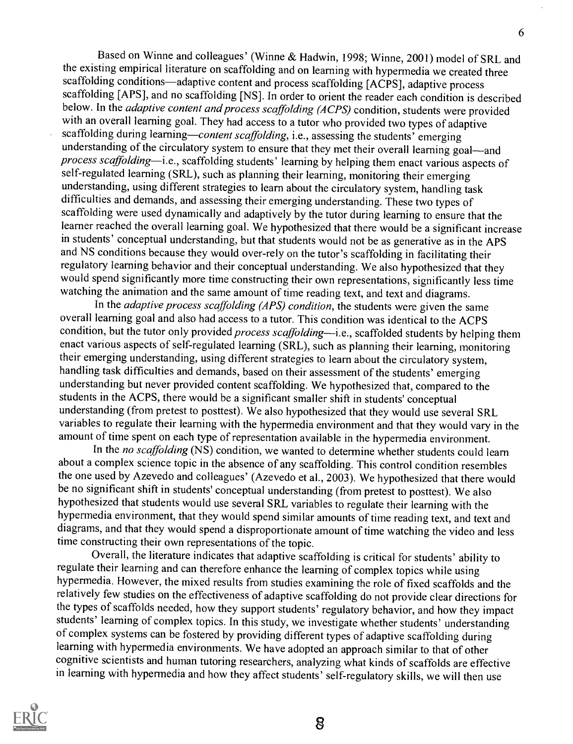Based on Winne and colleagues' (Winne & Hadwin, 1998; Winne, 2001) model of SRL and the existing empirical literature on scaffolding and on learning with hypermedia we created three scaffolding conditions—adaptive content and process scaffolding [ACPS], adaptive process scaffolding [APS], and no scaffolding [NS]. In order to orient the reader each condition is described below. In the *adaptive content and process scaffolding (ACPS)* condition, students were provided with an overall learning goal. They had access to a tutor who provided two types of adaptive scaffolding during learning—*content scaffolding*, i.e., assessing the students' emerging understanding of the circulatory system to ensure that they met their overall learning goal—and *process scaffolding*—i.e., scaffolding students' learning by helping them enact various aspects of self-regulated learning (SRL), such as planning their learning, monitoring their emerging understanding, using different strategies to learn about the circulatory system, handling task difficulties and demands, and assessing their emerging understanding. These two types of scaffolding were used dynamically and adaptively by the tutor during learning to ensure that the learner reached the overall learning goal. We hypothesized that there would be a significant increase in students' conceptual understanding, but that students would not be as generative as in the APS and NS conditions because they would over-rely on the tutor's scaffolding in facilitating their regulatory learning behavior and their conceptual understanding. We also hypothesized that they would spend significantly more time constructing their own representations, significantly less time watching the animation and the same amount of time reading text, and text and diagrams.

In the *adaptive process scaffolding (APS) condition*, the students were given the same overall learning goal and also had access to a tutor. This condition was identical to the ACPS condition, but the tutor only provided *process scaffolding*—i.e., scaffolded students by helping them enact various aspects of self-regulated learning (SRL), such as planning their learning, monitoring their emerging understanding, using different strategies to learn about the circulatory system, handling task difficulties and demands, based on their assessment of the students' emerging understanding but never provided content scaffolding. We hypothesized that, compared to the students in the ACPS, there would be a significant smaller shift in students' conceptual understanding (from pretest to posttest). We also hypothesized that they would use several SRL variables to regulate their learning with the hypermedia environment and that they would vary in the amount of time spent on each type of representation available in the hypermedia environment.

In the *no scaffolding* (NS) condition, we wanted to determine whether students could learn about a complex science topic in the absence of any scaffolding. This control condition resembles the one used by Azevedo and colleagues' (Azevedo et al., 2003). We hypothesized that there would be no significant shift in students' conceptual understanding (from pretest to posttest). We also hypothesized that students would use several SRL variables to regulate their learning with the hypermedia environment, that they would spend similar amounts of time reading text, and text and diagrams, and that they would spend a disproportionate amount of time watching the video and less time constructing their own representations of the topic.

Overall, the literature indicates that adaptive scaffolding is critical for students' ability to regulate their learning and can therefore enhance the learning of complex topics while using hypermedia. However, the mixed results from studies examining the role of fixed scaffolds and the relatively few studies on the effectiveness of adaptive scaffolding do not provide clear directions for the types of scaffolds needed, how they support students' regulatory behavior, and how they impact students' learning of complex topics. In this study, we investigate whether students' understanding of complex systems can be fostered by providing different types of adaptive scaffolding during learning with hypermedia environments. We have adopted an approach similar to that of other cognitive scientists and human tutoring researchers, analyzing what kinds of scaffolds are effective in learning with hypermedia and how they affect students' self-regulatory skills, we will then use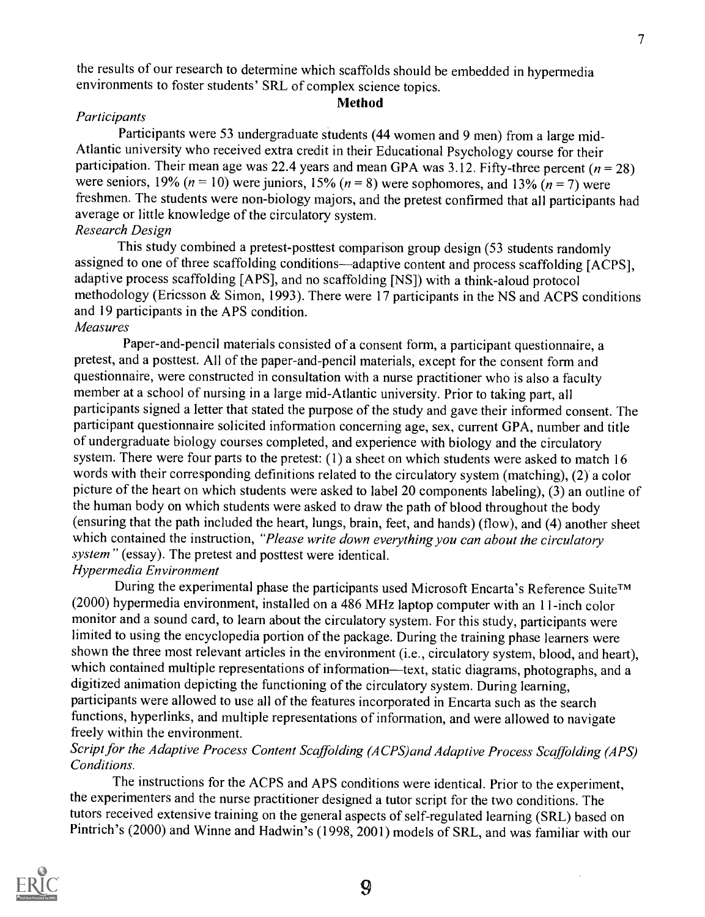the results of our research to determine which scaffolds should be embedded in hypermedia environments to foster students' SRL of complex science topics.

## Method

*Participants*

Participants were 53 undergraduate students (44 women and 9 men) from a large mid-Atlantic university who received extra credit in their Educational Psychology course for their participation. Their mean age was 22.4 years and mean GPA was 3.12. Fifty-three percent ($n$ = 28) were seniors, 19% ($n$ = 10) were juniors, 15% ($n$ = 8) were sophomores, and 13% ($n$ = 7) were freshmen. The students were non-biology majors, and the pretest confirmed that all participants had average or little knowledge of the circulatory system.

*Research Design*

This study combined a pretest-posttest comparison group design (53 students randomly assigned to one of three scaffolding conditions—adaptive content and process scaffolding [ACPS], adaptive process scaffolding [APS], and no scaffolding [NS]) with a think-aloud protocol methodology (Ericsson & Simon, 1993). There were 17 participants in the NS and ACPS conditions and 19 participants in the APS condition.

*Measures*

Paper-and-pencil materials consisted of a consent form, a participant questionnaire, a pretest, and a posttest. All of the paper-and-pencil materials, except for the consent form and questionnaire, were constructed in consultation with a nurse practitioner who is also a faculty member at a school of nursing in a large mid-Atlantic university. Prior to taking part, all participants signed a letter that stated the purpose of the study and gave their informed consent. The participant questionnaire solicited information concerning age, sex, current GPA, number and title of undergraduate biology courses completed, and experience with biology and the circulatory system. There were four parts to the pretest: (1) a sheet on which students were asked to match 16 words with their corresponding definitions related to the circulatory system (matching), (2) a color picture of the heart on which students were asked to label 20 components labeling), (3) an outline of the human body on which students were asked to draw the path of blood throughout the body (ensuring that the path included the heart, lungs, brain, feet, and hands) (flow), and (4) another sheet which contained the instruction, *"Please write down everything you can about the circulatory system"* (essay). The pretest and posttest were identical.

*Hypermedia Environment*

During the experimental phase the participants used Microsoft Encarta's Reference Suite™ (2000) hypermedia environment, installed on a 486 MHz laptop computer with an 11-inch color monitor and a sound card, to learn about the circulatory system. For this study, participants were limited to using the encyclopedia portion of the package. During the training phase learners were shown the three most relevant articles in the environment (i.e., circulatory system, blood, and heart), which contained multiple representations of information—text, static diagrams, photographs, and a digitized animation depicting the functioning of the circulatory system. During learning, participants were allowed to use all of the features incorporated in Encarta such as the search functions, hyperlinks, and multiple representations of information, and were allowed to navigate freely within the environment.

*Script for the Adaptive Process Content Scaffolding (ACPS)and Adaptive Process Scaffolding (APS) Conditions.*

The instructions for the ACPS and APS conditions were identical. Prior to the experiment, the experimenters and the nurse practitioner designed a tutor script for the two conditions. The tutors received extensive training on the general aspects of self-regulated learning (SRL) based on Pintrich's (2000) and Winne and Hadwin's (1998, 2001) models of SRL, and was familiar with our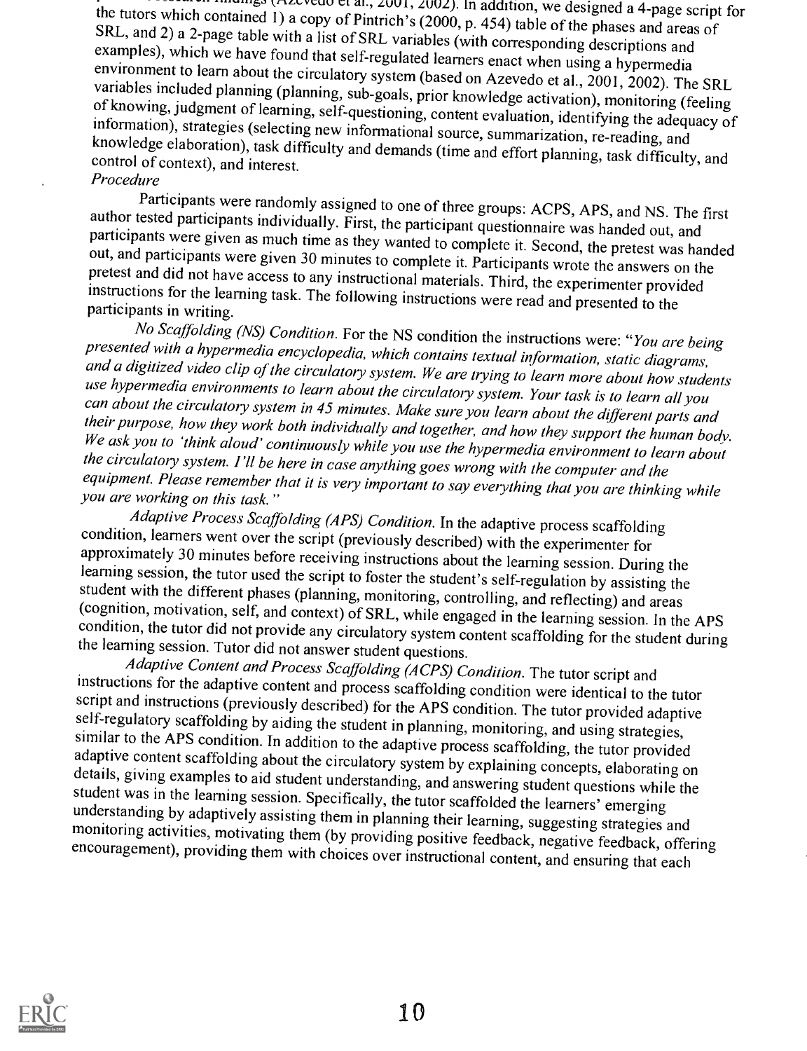research findings (Azevedo et al., 2001, 2002). In addition, we designed a 4-page script for the tutors which contained 1) a copy of Pintrich's (2000, p. 454) table of the phases and areas of SRL, and 2) a 2-page table with a list of SRL variables (with corresponding descriptions and examples), which we have found that self-regulated learners enact when using a hypermedia environment to learn about the circulatory system (based on Azevedo et al., 2001, 2002). The SRL variables included planning (planning, sub-goals, prior knowledge activation), monitoring (feeling of knowing, judgment of learning, self-questioning, content evaluation, identifying the adequacy of information), strategies (selecting new informational source, summarization, re-reading, and knowledge elaboration), task difficulty and demands (time and effort planning, task difficulty, and control of context), and interest.

*Procedure*

Participants were randomly assigned to one of three groups: ACPS, APS, and NS. The first author tested participants individually. First, the participant questionnaire was handed out, and participants were given as much time as they wanted to complete it. Second, the pretest was handed out, and participants were given 30 minutes to complete it. Participants wrote the answers on the pretest and did not have access to any instructional materials. Third, the experimenter provided instructions for the learning task. The following instructions were read and presented to the participants in writing.

*No Scaffolding (NS) Condition.* For the NS condition the instructions were: "*You are being presented with a hypermedia encyclopedia, which contains textual information, static diagrams, and a digitized video clip of the circulatory system. We are trying to learn more about how students use hypermedia environments to learn about the circulatory system. Your task is to learn all you can about the circulatory system in 45 minutes. Make sure you learn about the different parts and their purpose, how they work both individually and together, and how they support the human body. We ask you to 'think aloud' continuously while you use the hypermedia environment to learn about the circulatory system. I'll be here in case anything goes wrong with the computer and the equipment. Please remember that it is very important to say everything that you are thinking while you are working on this task.*"

*Adaptive Process Scaffolding (APS) Condition.* In the adaptive process scaffolding condition, learners went over the script (previously described) with the experimenter for approximately 30 minutes before receiving instructions about the learning session. During the learning session, the tutor used the script to foster the student's self-regulation by assisting the student with the different phases (planning, monitoring, controlling, and reflecting) and areas (cognition, motivation, self, and context) of SRL, while engaged in the learning session. In the APS condition, the tutor did not provide any circulatory system content scaffolding for the student during the learning session. Tutor did not answer student questions.

*Adaptive Content and Process Scaffolding (ACPS) Condition.* The tutor script and instructions for the adaptive content and process scaffolding condition were identical to the tutor script and instructions (previously described) for the APS condition. The tutor provided adaptive self-regulatory scaffolding by aiding the student in planning, monitoring, and using strategies, similar to the APS condition. In addition to the adaptive process scaffolding, the tutor provided adaptive content scaffolding about the circulatory system by explaining concepts, elaborating on details, giving examples to aid student understanding, and answering student questions while the student was in the learning session. Specifically, the tutor scaffolded the learners' emerging understanding by adaptively assisting them in planning their learning, suggesting strategies and monitoring activities, motivating them (by providing positive feedback, negative feedback, offering encouragement), providing them with choices over instructional content, and ensuring that each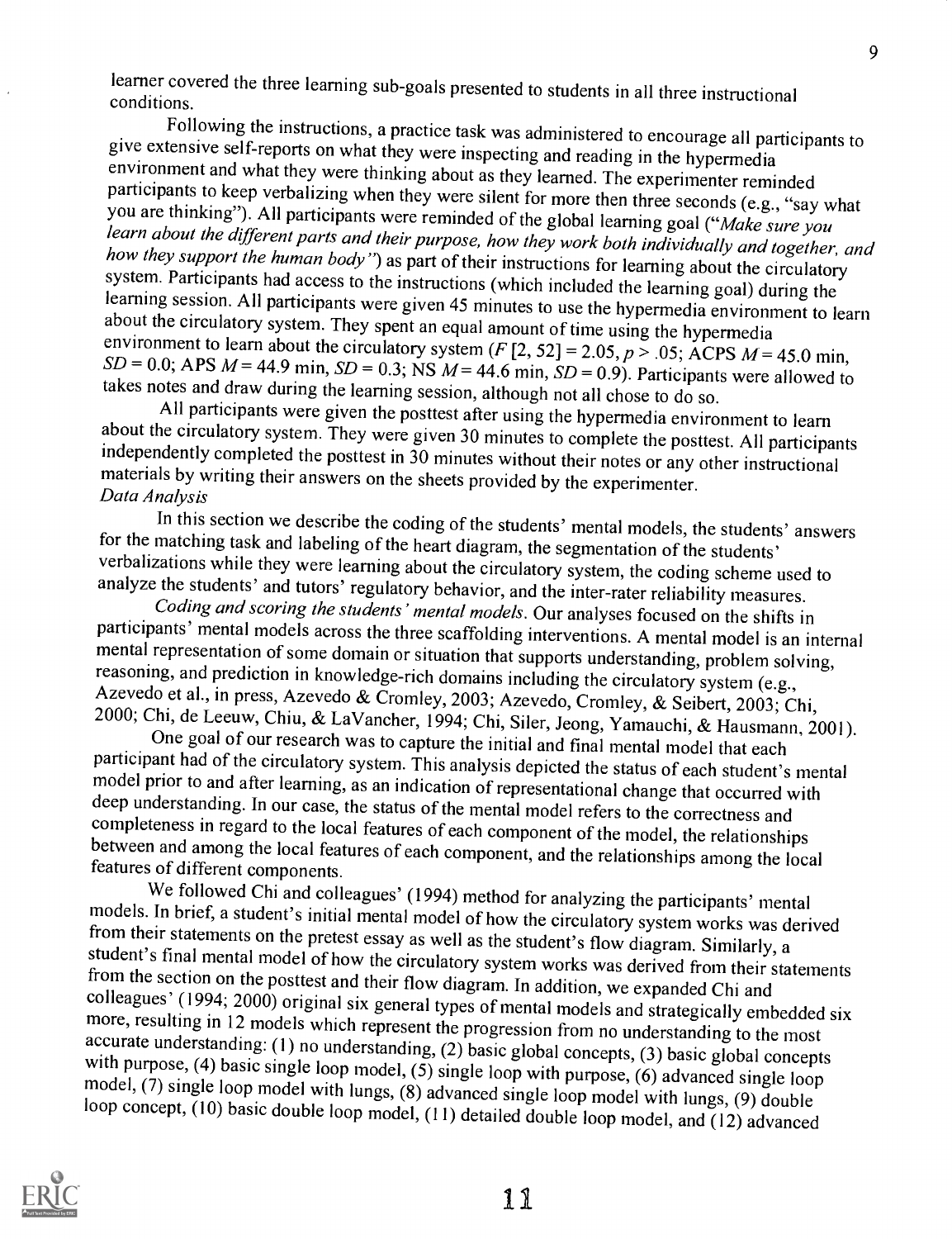learner covered the three learning sub-goals presented to students in all three instructional conditions.

Following the instructions, a practice task was administered to encourage all participants to give extensive self-reports on what they were inspecting and reading in the hypermedia environment and what they were thinking about as they learned. The experimenter reminded participants to keep verbalizing when they were silent for more then three seconds (e.g., "say what you are thinking"). All participants were reminded of the global learning goal ("*Make sure you learn about the different parts and their purpose, how they work both individually and together, and how they support the human body*") as part of their instructions for learning about the circulatory system. Participants had access to the instructions (which included the learning goal) during the learning session. All participants were given 45 minutes to use the hypermedia environment to learn about the circulatory system. They spent an equal amount of time using the hypermedia environment to learn about the circulatory system ($F$ [2, 52] = 2.05, $p > .05$; ACPS $M = 45.0$ min, $SD = 0.0$; APS $M = 44.9$ min, $SD = 0.3$; NS $M = 44.6$ min, $SD = 0.9$). Participants were allowed to takes notes and draw during the learning session, although not all chose to do so.

All participants were given the posttest after using the hypermedia environment to learn about the circulatory system. They were given 30 minutes to complete the posttest. All participants independently completed the posttest in 30 minutes without their notes or any other instructional materials by writing their answers on the sheets provided by the experimenter.

*Data Analysis*

In this section we describe the coding of the students' mental models, the students' answers for the matching task and labeling of the heart diagram, the segmentation of the students' verbalizations while they were learning about the circulatory system, the coding scheme used to analyze the students' and tutors' regulatory behavior, and the inter-rater reliability measures.

*Coding and scoring the students' mental models.* Our analyses focused on the shifts in participants' mental models across the three scaffolding interventions. A mental model is an internal mental representation of some domain or situation that supports understanding, problem solving, reasoning, and prediction in knowledge-rich domains including the circulatory system (e.g., Azevedo et al., in press, Azevedo & Cromley, 2003; Azevedo, Cromley, & Seibert, 2003; Chi, 2000; Chi, de Leeuw, Chiu, & LaVancher, 1994; Chi, Siler, Jeong, Yamauchi, & Hausmann, 2001).

One goal of our research was to capture the initial and final mental model that each participant had of the circulatory system. This analysis depicted the status of each student's mental model prior to and after learning, as an indication of representational change that occurred with deep understanding. In our case, the status of the mental model refers to the correctness and completeness in regard to the local features of each component of the model, the relationships between and among the local features of each component, and the relationships among the local features of different components.

We followed Chi and colleagues' (1994) method for analyzing the participants' mental models. In brief, a student's initial mental model of how the circulatory system works was derived from their statements on the pretest essay as well as the student's flow diagram. Similarly, a student's final mental model of how the circulatory system works was derived from their statements from the section on the posttest and their flow diagram. In addition, we expanded Chi and colleagues' (1994; 2000) original six general types of mental models and strategically embedded six more, resulting in 12 models which represent the progression from no understanding to the most accurate understanding: (1) no understanding, (2) basic global concepts, (3) basic global concepts with purpose, (4) basic single loop model, (5) single loop with purpose, (6) advanced single loop model, (7) single loop model with lungs, (8) advanced single loop model with lungs, (9) double loop concept, (10) basic double loop model, (11) detailed double loop model, and (12) advanced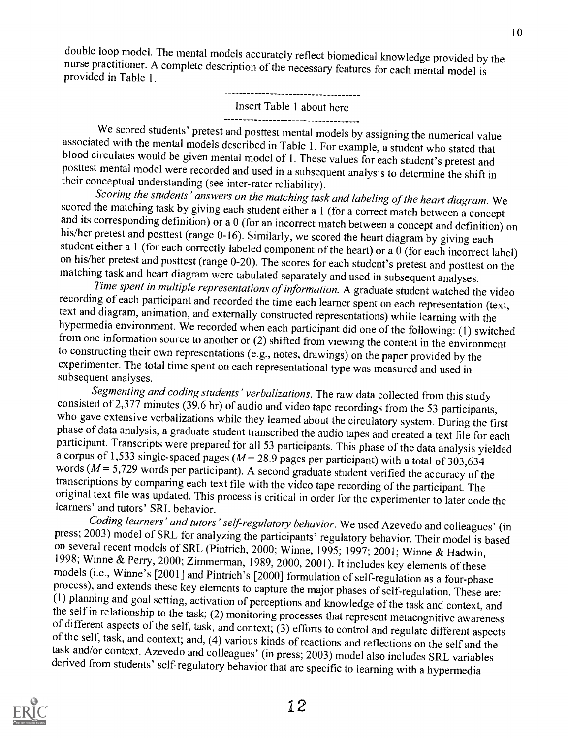double loop model. The mental models accurately reflect biomedical knowledge provided by the nurse practitioner. A complete description of the necessary features for each mental model is provided in Table 1.

------------------------------------

Insert Table 1 about here

------------------------------------

We scored students' pretest and posttest mental models by assigning the numerical value associated with the mental models described in Table 1. For example, a student who stated that blood circulates would be given mental model of 1. These values for each student's pretest and posttest mental model were recorded and used in a subsequent analysis to determine the shift in their conceptual understanding (see inter-rater reliability).

*Scoring the students' answers on the matching task and labeling of the heart diagram.* We scored the matching task by giving each student either a 1 (for a correct match between a concept and its corresponding definition) or a 0 (for an incorrect match between a concept and definition) on his/her pretest and posttest (range 0-16). Similarly, we scored the heart diagram by giving each student either a 1 (for each correctly labeled component of the heart) or a 0 (for each incorrect label) on his/her pretest and posttest (range 0-20). The scores for each student's pretest and posttest on the matching task and heart diagram were tabulated separately and used in subsequent analyses.

*Time spent in multiple representations of information.* A graduate student watched the video recording of each participant and recorded the time each learner spent on each representation (text, text and diagram, animation, and externally constructed representations) while learning with the hypermedia environment. We recorded when each participant did one of the following: (1) switched from one information source to another or (2) shifted from viewing the content in the environment to constructing their own representations (e.g., notes, drawings) on the paper provided by the experimenter. The total time spent on each representational type was measured and used in subsequent analyses.

*Segmenting and coding students' verbalizations.* The raw data collected from this study consisted of 2,377 minutes (39.6 hr) of audio and video tape recordings from the 53 participants, who gave extensive verbalizations while they learned about the circulatory system. During the first phase of data analysis, a graduate student transcribed the audio tapes and created a text file for each participant. Transcripts were prepared for all 53 participants. This phase of the data analysis yielded a corpus of 1,533 single-spaced pages ($M = 28.9$ pages per participant) with a total of 303,634 words ($M = 5,729$ words per participant). A second graduate student verified the accuracy of the transcriptions by comparing each text file with the video tape recording of the participant. The original text file was updated. This process is critical in order for the experimenter to later code the learners' and tutors' SRL behavior.

*Coding learners' and tutors' self-regulatory behavior.* We used Azevedo and colleagues' (in press; 2003) model of SRL for analyzing the participants' regulatory behavior. Their model is based on several recent models of SRL (Pintrich, 2000; Winne, 1995; 1997; 2001; Winne & Hadwin, 1998; Winne & Perry, 2000; Zimmerman, 1989, 2000, 2001). It includes key elements of these models (i.e., Winne's [2001] and Pintrich's [2000] formulation of self-regulation as a four-phase process), and extends these key elements to capture the major phases of self-regulation. These are: (1) planning and goal setting, activation of perceptions and knowledge of the task and context, and the self in relationship to the task; (2) monitoring processes that represent metacognitive awareness of different aspects of the self, task, and context; (3) efforts to control and regulate different aspects of the self, task, and context; and, (4) various kinds of reactions and reflections on the self and the task and/or context. Azevedo and colleagues' (in press; 2003) model also includes SRL variables derived from students' self-regulatory behavior that are specific to learning with a hypermedia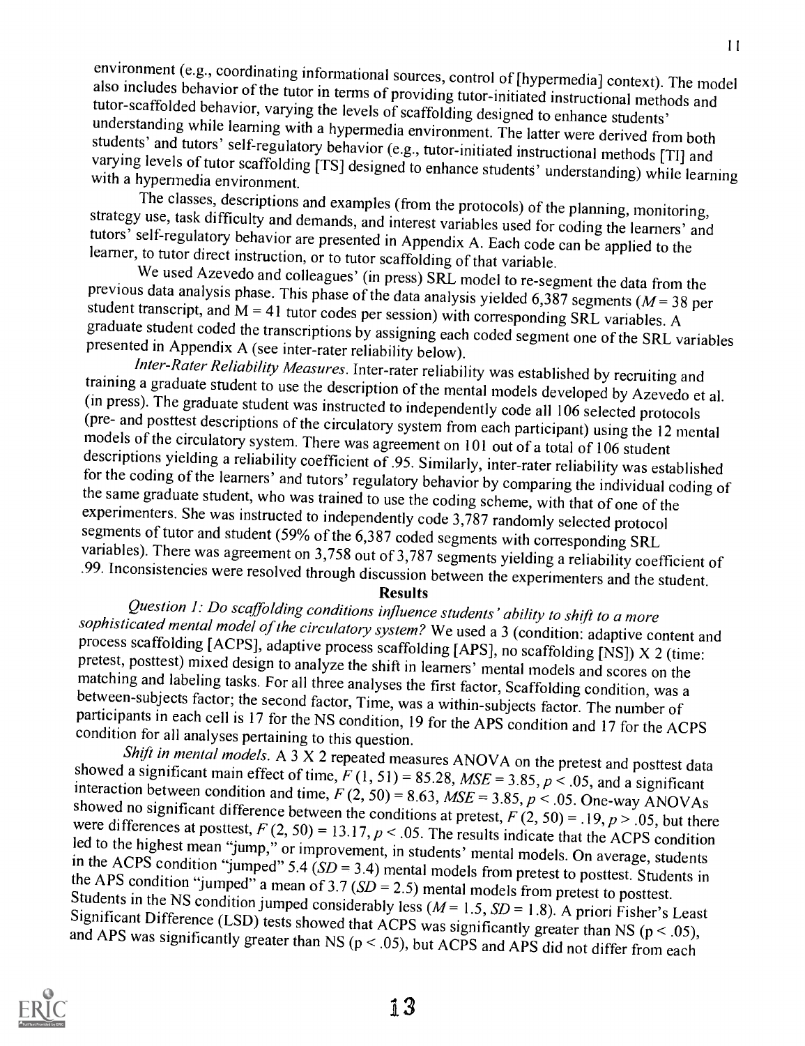environment (e.g., coordinating informational sources, control of [hypermedia] context). The model also includes behavior of the tutor in terms of providing tutor-initiated instructional methods and tutor-scaffolded behavior, varying the levels of scaffolding designed to enhance students' understanding while learning with a hypermedia environment. The latter were derived from both students' and tutors' self-regulatory behavior (e.g., tutor-initiated instructional methods [TI] and varying levels of tutor scaffolding [TS] designed to enhance students' understanding) while learning with a hypermedia environment.

The classes, descriptions and examples (from the protocols) of the planning, monitoring, strategy use, task difficulty and demands, and interest variables used for coding the learners' and tutors' self-regulatory behavior are presented in Appendix A. Each code can be applied to the learner, to tutor direct instruction, or to tutor scaffolding of that variable.

We used Azevedo and colleagues' (in press) SRL model to re-segment the data from the previous data analysis phase. This phase of the data analysis yielded 6,387 segments ($M = 38$ per student transcript, and $M = 41$ tutor codes per session) with corresponding SRL variables. A graduate student coded the transcriptions by assigning each coded segment one of the SRL variables presented in Appendix A (see inter-rater reliability below).

*Inter-Rater Reliability Measures.* Inter-rater reliability was established by recruiting and training a graduate student to use the description of the mental models developed by Azevedo et al. (in press). The graduate student was instructed to independently code all 106 selected protocols (pre- and posttest descriptions of the circulatory system from each participant) using the 12 mental models of the circulatory system. There was agreement on 101 out of a total of 106 student descriptions yielding a reliability coefficient of .95. Similarly, inter-rater reliability was established for the coding of the learners' and tutors' regulatory behavior by comparing the individual coding of the same graduate student, who was trained to use the coding scheme, with that of one of the experimenters. She was instructed to independently code 3,787 randomly selected protocol segments of tutor and student (59% of the 6,387 coded segments with corresponding SRL variables). There was agreement on 3,758 out of 3,787 segments yielding a reliability coefficient of .99. Inconsistencies were resolved through discussion between the experimenters and the student.

## Results

*Question 1: Do scaffolding conditions influence students' ability to shift to a more sophisticated mental model of the circulatory system?* We used a 3 (condition: adaptive content and process scaffolding [ACPS], adaptive process scaffolding [APS], no scaffolding [NS]) X 2 (time: pretest, posttest) mixed design to analyze the shift in learners' mental models and scores on the matching and labeling tasks. For all three analyses the first factor, Scaffolding condition, was a between-subjects factor; the second factor, Time, was a within-subjects factor. The number of participants in each cell is 17 for the NS condition, 19 for the APS condition and 17 for the ACPS condition for all analyses pertaining to this question.

*Shift in mental models.* A 3 X 2 repeated measures ANOVA on the pretest and posttest data showed a significant main effect of time, $F(1, 51) = 85.28$, $MSE = 3.85$, $p < .05$, and a significant interaction between condition and time, $F(2, 50) = 8.63$, $MSE = 3.85$, $p < .05$. One-way ANOVAs showed no significant difference between the conditions at pretest, $F(2, 50) = .19$, $p > .05$, but there were differences at posttest, $F(2, 50) = 13.17$, $p < .05$. The results indicate that the ACPS condition led to the highest mean "jump," or improvement, in students' mental models. On average, students in the ACPS condition "jumped" 5.4 ($SD = 3.4$) mental models from pretest to posttest. Students in the APS condition "jumped" a mean of 3.7 ($SD = 2.5$) mental models from pretest to posttest. Students in the NS condition jumped considerably less ($M = 1.5$, $SD = 1.8$). A priori Fisher's Least Significant Difference (LSD) tests showed that ACPS was significantly greater than NS ($p < .05$), and APS was significantly greater than NS ($p < .05$), but ACPS and APS did not differ from each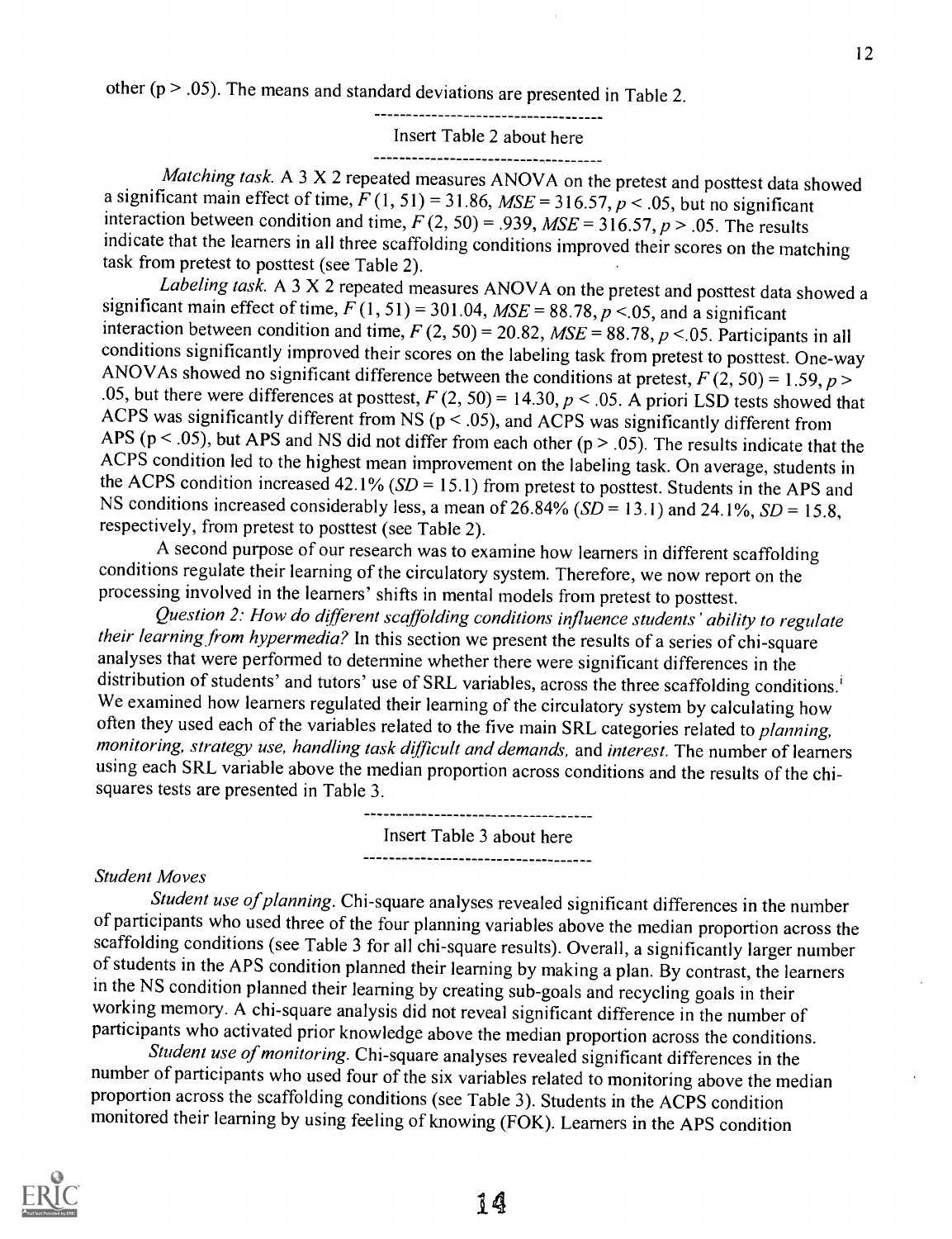other (p > .05). The means and standard deviations are presented in Table 2.

------------------------------------

Insert Table 2 about here

------------------------------------

*Matching task.* A 3 X 2 repeated measures ANOVA on the pretest and posttest data showed a significant main effect of time, $F(1, 51) = 31.86$, $MSE = 316.57$, $p < .05$, but no significant interaction between condition and time, $F(2, 50) = .939$, $MSE = 316.57$, $p > .05$. The results indicate that the learners in all three scaffolding conditions improved their scores on the matching task from pretest to posttest (see Table 2).

*Labeling task.* A 3 X 2 repeated measures ANOVA on the pretest and posttest data showed a significant main effect of time, $F(1, 51) = 301.04$, $MSE = 88.78$, $p < .05$, and a significant interaction between condition and time, $F(2, 50) = 20.82$, $MSE = 88.78$, $p < .05$. Participants in all conditions significantly improved their scores on the labeling task from pretest to posttest. One-way ANOVAs showed no significant difference between the conditions at pretest, $F(2, 50) = 1.59$, $p > .05$, but there were differences at posttest, $F(2, 50) = 14.30$, $p < .05$. A priori LSD tests showed that ACPS was significantly different from NS ($p < .05$), and ACPS was significantly different from APS ($p < .05$), but APS and NS did not differ from each other ($p > .05$). The results indicate that the ACPS condition led to the highest mean improvement on the labeling task. On average, students in the ACPS condition increased 42.1% ($SD = 15.1$) from pretest to posttest. Students in the APS and NS conditions increased considerably less, a mean of 26.84% ($SD = 13.1$) and 24.1%, $SD = 15.8$, respectively, from pretest to posttest (see Table 2).

A second purpose of our research was to examine how learners in different scaffolding conditions regulate their learning of the circulatory system. Therefore, we now report on the processing involved in the learners' shifts in mental models from pretest to posttest.

*Question 2: How do different scaffolding conditions influence students' ability to regulate their learning from hypermedia?* In this section we present the results of a series of chi-square analyses that were performed to determine whether there were significant differences in the distribution of students' and tutors' use of SRL variables, across the three scaffolding conditions.[i] We examined how learners regulated their learning of the circulatory system by calculating how often they used each of the variables related to the five main SRL categories related to *planning, monitoring, strategy use, handling task difficult and demands,* and *interest*. The number of learners using each SRL variable above the median proportion across conditions and the results of the chi-squares tests are presented in Table 3.

------------------------------------

Insert Table 3 about here

------------------------------------

*Student Moves*

*Student use of planning.* Chi-square analyses revealed significant differences in the number of participants who used three of the four planning variables above the median proportion across the scaffolding conditions (see Table 3 for all chi-square results). Overall, a significantly larger number of students in the APS condition planned their learning by making a plan. By contrast, the learners in the NS condition planned their learning by creating sub-goals and recycling goals in their working memory. A chi-square analysis did not reveal significant difference in the number of participants who activated prior knowledge above the median proportion across the conditions.

*Student use of monitoring.* Chi-square analyses revealed significant differences in the number of participants who used four of the six variables related to monitoring above the median proportion across the scaffolding conditions (see Table 3). Students in the ACPS condition monitored their learning by using feeling of knowing (FOK). Learners in the APS condition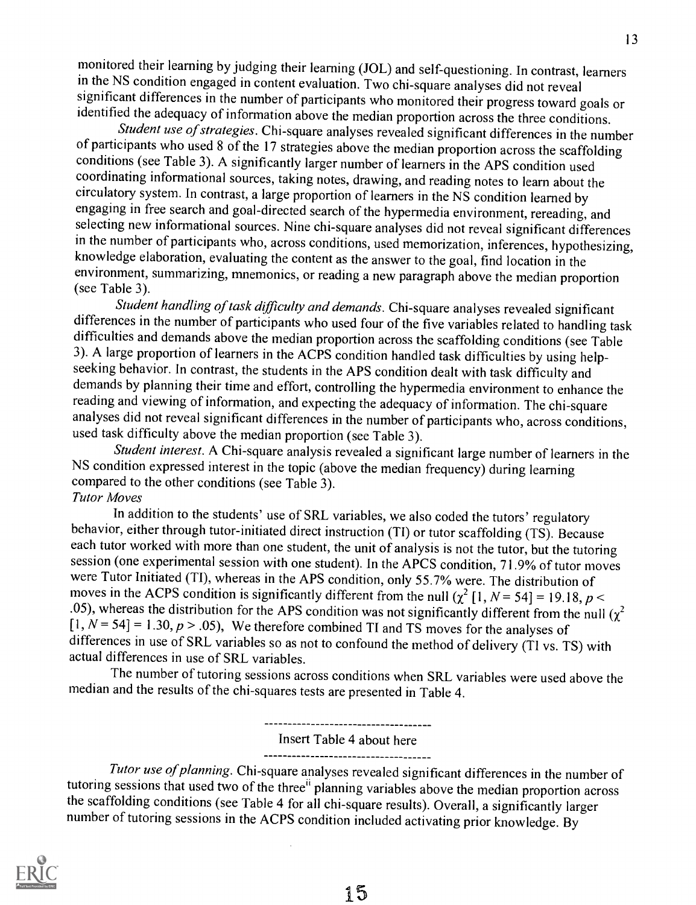monitored their learning by judging their learning (JOL) and self-questioning. In contrast, learners in the NS condition engaged in content evaluation. Two chi-square analyses did not reveal significant differences in the number of participants who monitored their progress toward goals or identified the adequacy of information above the median proportion across the three conditions.

*Student use of strategies.* Chi-square analyses revealed significant differences in the number of participants who used 8 of the 17 strategies above the median proportion across the scaffolding conditions (see Table 3). A significantly larger number of learners in the APS condition used coordinating informational sources, taking notes, drawing, and reading notes to learn about the circulatory system. In contrast, a large proportion of learners in the NS condition learned by engaging in free search and goal-directed search of the hypermedia environment, rereading, and selecting new informational sources. Nine chi-square analyses did not reveal significant differences in the number of participants who, across conditions, used memorization, inferences, hypothesizing, knowledge elaboration, evaluating the content as the answer to the goal, find location in the environment, summarizing, mnemonics, or reading a new paragraph above the median proportion (see Table 3).

*Student handling of task difficulty and demands.* Chi-square analyses revealed significant differences in the number of participants who used four of the five variables related to handling task difficulties and demands above the median proportion across the scaffolding conditions (see Table 3). A large proportion of learners in the ACPS condition handled task difficulties by using help-seeking behavior. In contrast, the students in the APS condition dealt with task difficulty and demands by planning their time and effort, controlling the hypermedia environment to enhance the reading and viewing of information, and expecting the adequacy of information. The chi-square analyses did not reveal significant differences in the number of participants who, across conditions, used task difficulty above the median proportion (see Table 3).

*Student interest.* A Chi-square analysis revealed a significant large number of learners in the NS condition expressed interest in the topic (above the median frequency) during learning compared to the other conditions (see Table 3).

*Tutor Moves*

In addition to the students' use of SRL variables, we also coded the tutors' regulatory behavior, either through tutor-initiated direct instruction (TI) or tutor scaffolding (TS). Because each tutor worked with more than one student, the unit of analysis is not the tutor, but the tutoring session (one experimental session with one student). In the APCS condition, 71.9% of tutor moves were Tutor Initiated (TI), whereas in the APS condition, only 55.7% were. The distribution of moves in the ACPS condition is significantly different from the null ($\chi^2$ [1, $N = 54$] = 19.18, $p <$ .05), whereas the distribution for the APS condition was not significantly different from the null ($\chi^2$ [1, $N = 54$] = 1.30, $p >$ .05), We therefore combined TI and TS moves for the analyses of differences in use of SRL variables so as not to confound the method of delivery (TI vs. TS) with actual differences in use of SRL variables.

The number of tutoring sessions across conditions when SRL variables were used above the median and the results of the chi-squares tests are presented in Table 4.

------------------------------------

Insert Table 4 about here

------------------------------------

*Tutor use of planning.* Chi-square analyses revealed significant differences in the number of tutoring sessions that used two of the three[ii] planning variables above the median proportion across the scaffolding conditions (see Table 4 for all chi-square results). Overall, a significantly larger number of tutoring sessions in the ACPS condition included activating prior knowledge. By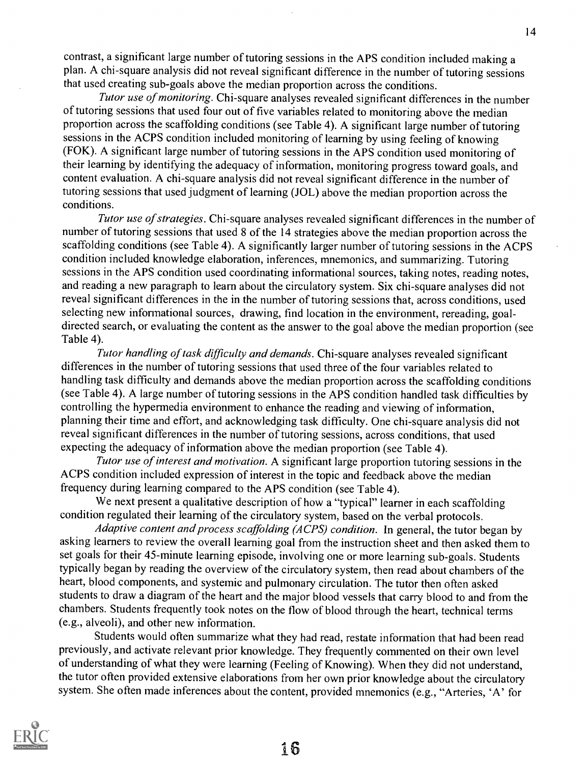contrast, a significant large number of tutoring sessions in the APS condition included making a plan. A chi-square analysis did not reveal significant difference in the number of tutoring sessions that used creating sub-goals above the median proportion across the conditions.

*Tutor use of monitoring.* Chi-square analyses revealed significant differences in the number of tutoring sessions that used four out of five variables related to monitoring above the median proportion across the scaffolding conditions (see Table 4). A significant large number of tutoring sessions in the ACPS condition included monitoring of learning by using feeling of knowing (FOK). A significant large number of tutoring sessions in the APS condition used monitoring of their learning by identifying the adequacy of information, monitoring progress toward goals, and content evaluation. A chi-square analysis did not reveal significant difference in the number of tutoring sessions that used judgment of learning (JOL) above the median proportion across the conditions.

*Tutor use of strategies.* Chi-square analyses revealed significant differences in the number of number of tutoring sessions that used 8 of the 14 strategies above the median proportion across the scaffolding conditions (see Table 4). A significantly larger number of tutoring sessions in the ACPS condition included knowledge elaboration, inferences, mnemonics, and summarizing. Tutoring sessions in the APS condition used coordinating informational sources, taking notes, reading notes, and reading a new paragraph to learn about the circulatory system. Six chi-square analyses did not reveal significant differences in the in the number of tutoring sessions that, across conditions, used selecting new informational sources, drawing, find location in the environment, rereading, goal-directed search, or evaluating the content as the answer to the goal above the median proportion (see Table 4).

*Tutor handling of task difficulty and demands.* Chi-square analyses revealed significant differences in the number of tutoring sessions that used three of the four variables related to handling task difficulty and demands above the median proportion across the scaffolding conditions (see Table 4). A large number of tutoring sessions in the APS condition handled task difficulties by controlling the hypermedia environment to enhance the reading and viewing of information, planning their time and effort, and acknowledging task difficulty. One chi-square analysis did not reveal significant differences in the number of tutoring sessions, across conditions, that used expecting the adequacy of information above the median proportion (see Table 4).

*Tutor use of interest and motivation.* A significant large proportion tutoring sessions in the ACPS condition included expression of interest in the topic and feedback above the median frequency during learning compared to the APS condition (see Table 4).

We next present a qualitative description of how a "typical" learner in each scaffolding condition regulated their learning of the circulatory system, based on the verbal protocols.

*Adaptive content and process scaffolding (ACPS) condition.* In general, the tutor began by asking learners to review the overall learning goal from the instruction sheet and then asked them to set goals for their 45-minute learning episode, involving one or more learning sub-goals. Students typically began by reading the overview of the circulatory system, then read about chambers of the heart, blood components, and systemic and pulmonary circulation. The tutor then often asked students to draw a diagram of the heart and the major blood vessels that carry blood to and from the chambers. Students frequently took notes on the flow of blood through the heart, technical terms (e.g., alveoli), and other new information.

Students would often summarize what they had read, restate information that had been read previously, and activate relevant prior knowledge. They frequently commented on their own level of understanding of what they were learning (Feeling of Knowing). When they did not understand, the tutor often provided extensive elaborations from her own prior knowledge about the circulatory system. She often made inferences about the content, provided mnemonics (e.g., "Arteries, 'A' for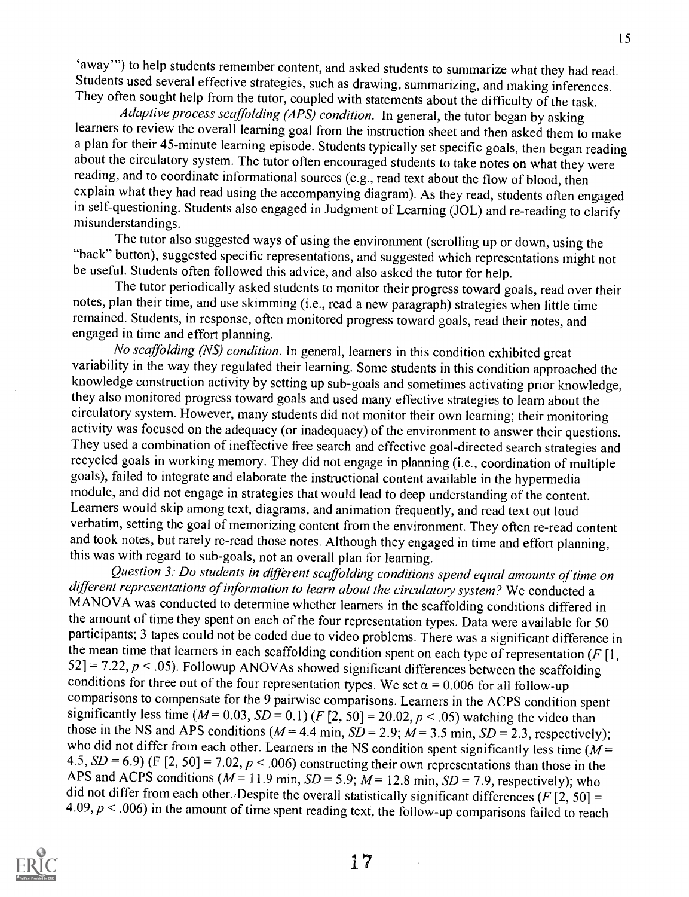'away'") to help students remember content, and asked students to summarize what they had read. Students used several effective strategies, such as drawing, summarizing, and making inferences. They often sought help from the tutor, coupled with statements about the difficulty of the task.

*Adaptive process scaffolding (APS) condition.* In general, the tutor began by asking learners to review the overall learning goal from the instruction sheet and then asked them to make a plan for their 45-minute learning episode. Students typically set specific goals, then began reading about the circulatory system. The tutor often encouraged students to take notes on what they were reading, and to coordinate informational sources (e.g., read text about the flow of blood, then explain what they had read using the accompanying diagram). As they read, students often engaged in self-questioning. Students also engaged in Judgment of Learning (JOL) and re-reading to clarify misunderstandings.

The tutor also suggested ways of using the environment (scrolling up or down, using the "back" button), suggested specific representations, and suggested which representations might not be useful. Students often followed this advice, and also asked the tutor for help.

The tutor periodically asked students to monitor their progress toward goals, read over their notes, plan their time, and use skimming (i.e., read a new paragraph) strategies when little time remained. Students, in response, often monitored progress toward goals, read their notes, and engaged in time and effort planning.

*No scaffolding (NS) condition.* In general, learners in this condition exhibited great variability in the way they regulated their learning. Some students in this condition approached the knowledge construction activity by setting up sub-goals and sometimes activating prior knowledge, they also monitored progress toward goals and used many effective strategies to learn about the circulatory system. However, many students did not monitor their own learning; their monitoring activity was focused on the adequacy (or inadequacy) of the environment to answer their questions. They used a combination of ineffective free search and effective goal-directed search strategies and recycled goals in working memory. They did not engage in planning (i.e., coordination of multiple goals), failed to integrate and elaborate the instructional content available in the hypermedia module, and did not engage in strategies that would lead to deep understanding of the content. Learners would skip among text, diagrams, and animation frequently, and read text out loud verbatim, setting the goal of memorizing content from the environment. They often re-read content and took notes, but rarely re-read those notes. Although they engaged in time and effort planning, this was with regard to sub-goals, not an overall plan for learning.

*Question 3: Do students in different scaffolding conditions spend equal amounts of time on different representations of information to learn about the circulatory system?* We conducted a MANOVA was conducted to determine whether learners in the scaffolding conditions differed in the amount of time they spent on each of the four representation types. Data were available for 50 participants; 3 tapes could not be coded due to video problems. There was a significant difference in the mean time that learners in each scaffolding condition spent on each type of representation ($F$ [1, 52] = 7.22, $p < .05$). Followup ANOVAs showed significant differences between the scaffolding conditions for three out of the four representation types. We set $\alpha = 0.006$ for all follow-up comparisons to compensate for the 9 pairwise comparisons. Learners in the ACPS condition spent significantly less time ($M = 0.03$, $SD = 0.1$) ($F$ [2, 50] = 20.02, $p < .05$) watching the video than those in the NS and APS conditions ($M = 4.4$ min, $SD = 2.9$; $M = 3.5$ min, $SD = 2.3$, respectively); who did not differ from each other. Learners in the NS condition spent significantly less time ($M = 4.5$, $SD = 6.9$) (F [2, 50] = 7.02, $p < .006$) constructing their own representations than those in the APS and ACPS conditions ($M = 11.9$ min, $SD = 5.9$; $M = 12.8$ min, $SD = 7.9$, respectively); who did not differ from each other. Despite the overall statistically significant differences ($F$ [2, 50] = 4.09, $p < .006$) in the amount of time spent reading text, the follow-up comparisons failed to reach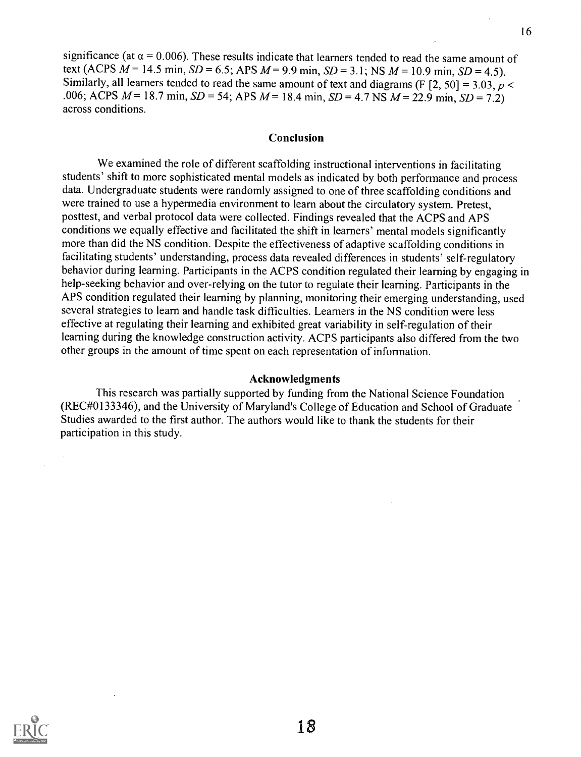significance (at $\alpha = 0.006$). These results indicate that learners tended to read the same amount of text (ACPS $M = 14.5$ min, $SD = 6.5$; APS $M = 9.9$ min, $SD = 3.1$; NS $M = 10.9$ min, $SD = 4.5$). Similarly, all learners tended to read the same amount of text and diagrams ($F [2, 50] = 3.03$, $p < .006$; ACPS $M = 18.7$ min, $SD = 54$; APS $M = 18.4$ min, $SD = 4.7$ NS $M = 22.9$ min, $SD = 7.2$) across conditions.

## Conclusion

We examined the role of different scaffolding instructional interventions in facilitating students' shift to more sophisticated mental models as indicated by both performance and process data. Undergraduate students were randomly assigned to one of three scaffolding conditions and were trained to use a hypermedia environment to learn about the circulatory system. Pretest, posttest, and verbal protocol data were collected. Findings revealed that the ACPS and APS conditions we equally effective and facilitated the shift in learners' mental models significantly more than did the NS condition. Despite the effectiveness of adaptive scaffolding conditions in facilitating students' understanding, process data revealed differences in students' self-regulatory behavior during learning. Participants in the ACPS condition regulated their learning by engaging in help-seeking behavior and over-relying on the tutor to regulate their learning. Participants in the APS condition regulated their learning by planning, monitoring their emerging understanding, used several strategies to learn and handle task difficulties. Learners in the NS condition were less effective at regulating their learning and exhibited great variability in self-regulation of their learning during the knowledge construction activity. ACPS participants also differed from the two other groups in the amount of time spent on each representation of information.

## Acknowledgments

This research was partially supported by funding from the National Science Foundation (REC#0133346), and the University of Maryland's College of Education and School of Graduate Studies awarded to the first author. The authors would like to thank the students for their participation in this study.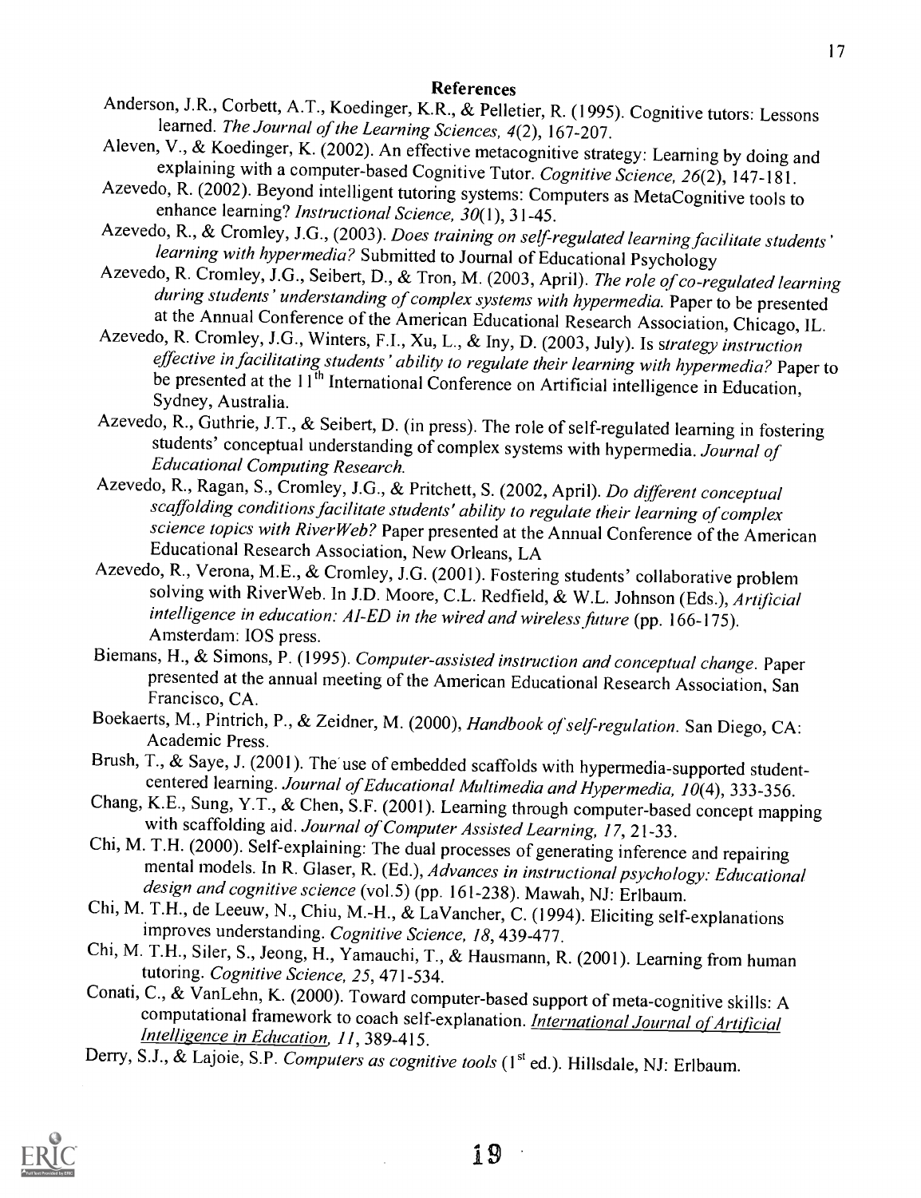## References

Anderson, J.R., Corbett, A.T., Koedinger, K.R., & Pelletier, R. (1995). Cognitive tutors: Lessons learned. *The Journal of the Learning Sciences, 4*(2), 167-207.

Aleven, V., & Koedinger, K. (2002). An effective metacognitive strategy: Learning by doing and explaining with a computer-based Cognitive Tutor. *Cognitive Science, 26*(2), 147-181.

Azevedo, R. (2002). Beyond intelligent tutoring systems: Computers as MetaCognitive tools to enhance learning? *Instructional Science, 30*(1), 31-45.

Azevedo, R., & Cromley, J.G., (2003). *Does training on self-regulated learning facilitate students' learning with hypermedia?* Submitted to Journal of Educational Psychology

Azevedo, R. Cromley, J.G., Seibert, D., & Tron, M. (2003, April). *The role of co-regulated learning during students' understanding of complex systems with hypermedia.* Paper to be presented at the Annual Conference of the American Educational Research Association, Chicago, IL.

Azevedo, R. Cromley, J.G., Winters, F.I., Xu, L., & Iny, D. (2003, July). Is *strategy instruction effective in facilitating students' ability to regulate their learning with hypermedia?* Paper to be presented at the 11th International Conference on Artificial intelligence in Education, Sydney, Australia.

Azevedo, R., Guthrie, J.T., & Seibert, D. (in press). The role of self-regulated learning in fostering students' conceptual understanding of complex systems with hypermedia. *Journal of Educational Computing Research.*

Azevedo, R., Ragan, S., Cromley, J.G., & Pritchett, S. (2002, April). *Do different conceptual scaffolding conditions facilitate students' ability to regulate their learning of complex science topics with RiverWeb?* Paper presented at the Annual Conference of the American Educational Research Association, New Orleans, LA

Azevedo, R., Verona, M.E., & Cromley, J.G. (2001). Fostering students' collaborative problem solving with RiverWeb. In J.D. Moore, C.L. Redfield, & W.L. Johnson (Eds.), *Artificial intelligence in education: AI-ED in the wired and wireless future* (pp. 166-175). Amsterdam: IOS press.

Biemans, H., & Simons, P. (1995). *Computer-assisted instruction and conceptual change.* Paper presented at the annual meeting of the American Educational Research Association, San Francisco, CA.

Boekaerts, M., Pintrich, P., & Zeidner, M. (2000), *Handbook of self-regulation.* San Diego, CA: Academic Press.

Brush, T., & Saye, J. (2001). The use of embedded scaffolds with hypermedia-supported student-centered learning. *Journal of Educational Multimedia and Hypermedia, 10*(4), 333-356.

Chang, K.E., Sung, Y.T., & Chen, S.F. (2001). Learning through computer-based concept mapping with scaffolding aid. *Journal of Computer Assisted Learning, 17*, 21-33.

Chi, M. T.H. (2000). Self-explaining: The dual processes of generating inference and repairing mental models. In R. Glaser, R. (Ed.), *Advances in instructional psychology: Educational design and cognitive science* (vol.5) (pp. 161-238). Mawah, NJ: Erlbaum.

Chi, M. T.H., de Leeuw, N., Chiu, M.-H., & LaVancher, C. (1994). Eliciting self-explanations improves understanding. *Cognitive Science, 18*, 439-477.

Chi, M. T.H., Siler, S., Jeong, H., Yamauchi, T., & Hausmann, R. (2001). Learning from human tutoring. *Cognitive Science, 25*, 471-534.

Conati, C., & VanLehn, K. (2000). Toward computer-based support of meta-cognitive skills: A computational framework to coach self-explanation. *International Journal of Artificial Intelligence in Education, 11*, 389-415.

Derry, S.J., & Lajoie, S.P. *Computers as cognitive tools* (1st ed.). Hillsdale, NJ: Erlbaum.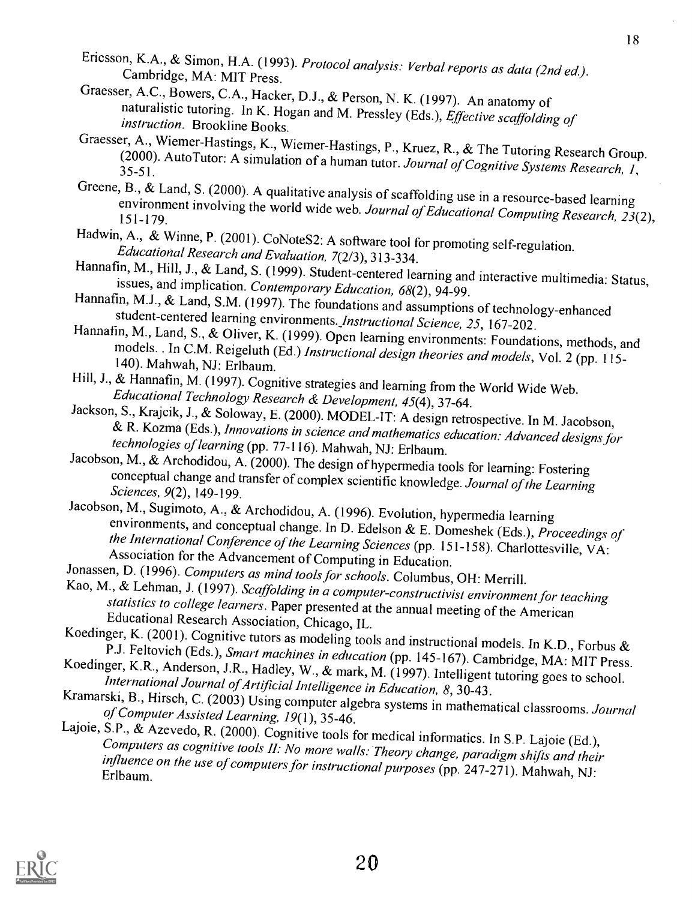Ericsson, K.A., & Simon, H.A. (1993). *Protocol analysis: Verbal reports as data (2nd ed.).* Cambridge, MA: MIT Press.

Graesser, A.C., Bowers, C.A., Hacker, D.J., & Person, N. K. (1997). An anatomy of naturalistic tutoring. In K. Hogan and M. Pressley (Eds.), *Effective scaffolding of instruction.* Brookline Books.

Graesser, A., Wiemer-Hastings, K., Wiemer-Hastings, P., Kruez, R., & The Tutoring Research Group. (2000). AutoTutor: A simulation of a human tutor. *Journal of Cognitive Systems Research, 1,* 35-51.

Greene, B., & Land, S. (2000). A qualitative analysis of scaffolding use in a resource-based learning environment involving the world wide web. *Journal of Educational Computing Research, 23*(2), 151-179.

Hadwin, A., & Winne, P. (2001). CoNoteS2: A software tool for promoting self-regulation. *Educational Research and Evaluation, 7*(2/3), 313-334.

Hannafin, M., Hill, J., & Land, S. (1999). Student-centered learning and interactive multimedia: Status, issues, and implication. *Contemporary Education, 68*(2), 94-99.

Hannafin, M.J., & Land, S.M. (1997). The foundations and assumptions of technology-enhanced student-centered learning environments. *Instructional Science, 25,* 167-202.

Hannafin, M., Land, S., & Oliver, K. (1999). Open learning environments: Foundations, methods, and models. . In C.M. Reigeluth (Ed.) *Instructional design theories and models*, Vol. 2 (pp. 115-140). Mahwah, NJ: Erlbaum.

Hill, J., & Hannafin, M. (1997). Cognitive strategies and learning from the World Wide Web. *Educational Technology Research & Development, 45*(4), 37-64.

Jackson, S., Krajcik, J., & Soloway, E. (2000). MODEL-IT: A design retrospective. In M. Jacobson, & R. Kozma (Eds.), *Innovations in science and mathematics education: Advanced designs for technologies of learning* (pp. 77-116). Mahwah, NJ: Erlbaum.

Jacobson, M., & Archodidou, A. (2000). The design of hypermedia tools for learning: Fostering conceptual change and transfer of complex scientific knowledge. *Journal of the Learning Sciences, 9*(2), 149-199.

Jacobson, M., Sugimoto, A., & Archodidou, A. (1996). Evolution, hypermedia learning environments, and conceptual change. In D. Edelson & E. Domeshek (Eds.), *Proceedings of the International Conference of the Learning Sciences* (pp. 151-158). Charlottesville, VA: Association for the Advancement of Computing in Education.

Jonassen, D. (1996). *Computers as mind tools for schools.* Columbus, OH: Merrill.

Kao, M., & Lehman, J. (1997). *Scaffolding in a computer-constructivist environment for teaching statistics to college learners.* Paper presented at the annual meeting of the American Educational Research Association, Chicago, IL.

Koedinger, K. (2001). Cognitive tutors as modeling tools and instructional models. In K.D., Forbus & P.J. Feltovich (Eds.), *Smart machines in education* (pp. 145-167). Cambridge, MA: MIT Press.

Koedinger, K.R., Anderson, J.R., Hadley, W., & mark, M. (1997). Intelligent tutoring goes to school. *International Journal of Artificial Intelligence in Education, 8,* 30-43.

Kramarski, B., Hirsch, C. (2003) Using computer algebra systems in mathematical classrooms. *Journal of Computer Assisted Learning, 19*(1), 35-46.

Lajoie, S.P., & Azevedo, R. (2000). Cognitive tools for medical informatics. In S.P. Lajoie (Ed.), *Computers as cognitive tools II: No more walls: Theory change, paradigm shifts and their influence on the use of computers for instructional purposes* (pp. 247-271). Mahwah, NJ: Erlbaum.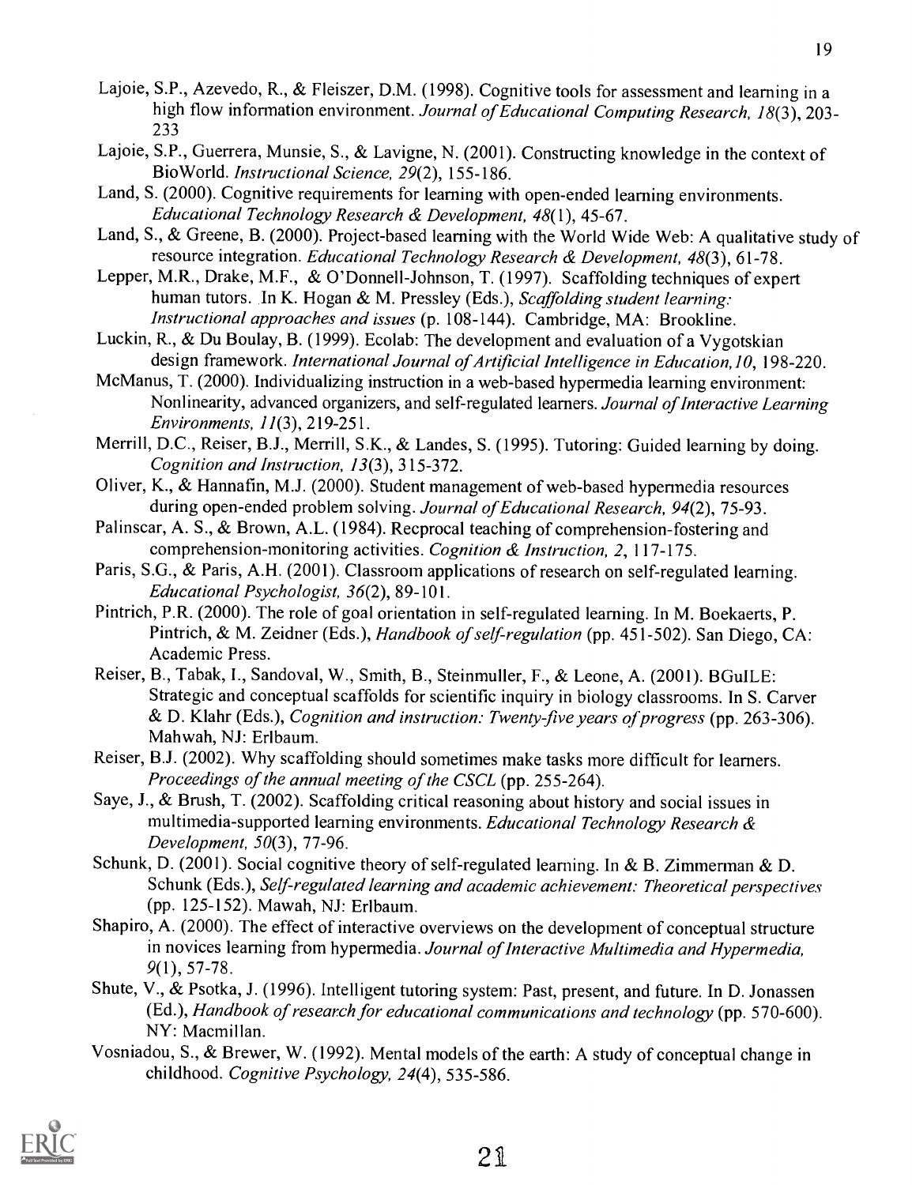Lajoie, S.P., Azevedo, R., & Fleiszer, D.M. (1998). Cognitive tools for assessment and learning in a high flow information environment. *Journal of Educational Computing Research, 18*(3), 203-233

Lajoie, S.P., Guerrera, Munsie, S., & Lavigne, N. (2001). Constructing knowledge in the context of BioWorld. *Instructional Science, 29*(2), 155-186.

Land, S. (2000). Cognitive requirements for learning with open-ended learning environments. *Educational Technology Research & Development, 48*(1), 45-67.

Land, S., & Greene, B. (2000). Project-based learning with the World Wide Web: A qualitative study of resource integration. *Educational Technology Research & Development, 48*(3), 61-78.

Lepper, M.R., Drake, M.F., & O'Donnell-Johnson, T. (1997). Scaffolding techniques of expert human tutors. In K. Hogan & M. Pressley (Eds.), *Scaffolding student learning: Instructional approaches and issues* (p. 108-144). Cambridge, MA: Brookline.

Luckin, R., & Du Boulay, B. (1999). Ecolab: The development and evaluation of a Vygotskian design framework. *International Journal of Artificial Intelligence in Education,10*, 198-220.

McManus, T. (2000). Individualizing instruction in a web-based hypermedia learning environment: Nonlinearity, advanced organizers, and self-regulated learners. *Journal of Interactive Learning Environments, 11*(3), 219-251.

Merrill, D.C., Reiser, B.J., Merrill, S.K., & Landes, S. (1995). Tutoring: Guided learning by doing. *Cognition and Instruction, 13*(3), 315-372.

Oliver, K., & Hannafin, M.J. (2000). Student management of web-based hypermedia resources during open-ended problem solving. *Journal of Educational Research, 94*(2), 75-93.

Palinscar, A. S., & Brown, A.L. (1984). Recprocal teaching of comprehension-fostering and comprehension-monitoring activities. *Cognition & Instruction, 2*, 117-175.

Paris, S.G., & Paris, A.H. (2001). Classroom applications of research on self-regulated learning. *Educational Psychologist, 36*(2), 89-101.

Pintrich, P.R. (2000). The role of goal orientation in self-regulated learning. In M. Boekaerts, P. Pintrich, & M. Zeidner (Eds.), *Handbook of self-regulation* (pp. 451-502). San Diego, CA: Academic Press.

Reiser, B., Tabak, I., Sandoval, W., Smith, B., Steinmuller, F., & Leone, A. (2001). BGuILE: Strategic and conceptual scaffolds for scientific inquiry in biology classrooms. In S. Carver & D. Klahr (Eds.), *Cognition and instruction: Twenty-five years of progress* (pp. 263-306). Mahwah, NJ: Erlbaum.

Reiser, B.J. (2002). Why scaffolding should sometimes make tasks more difficult for learners. *Proceedings of the annual meeting of the CSCL* (pp. 255-264).

Saye, J., & Brush, T. (2002). Scaffolding critical reasoning about history and social issues in multimedia-supported learning environments. *Educational Technology Research & Development, 50*(3), 77-96.

Schunk, D. (2001). Social cognitive theory of self-regulated learning. In & B. Zimmerman & D. Schunk (Eds.), *Self-regulated learning and academic achievement: Theoretical perspectives* (pp. 125-152). Mawah, NJ: Erlbaum.

Shapiro, A. (2000). The effect of interactive overviews on the development of conceptual structure in novices learning from hypermedia. *Journal of Interactive Multimedia and Hypermedia, 9*(1), 57-78.

Shute, V., & Psotka, J. (1996). Intelligent tutoring system: Past, present, and future. In D. Jonassen (Ed.), *Handbook of research for educational communications and technology* (pp. 570-600). NY: Macmillan.

Vosniadou, S., & Brewer, W. (1992). Mental models of the earth: A study of conceptual change in childhood. *Cognitive Psychology, 24*(4), 535-586.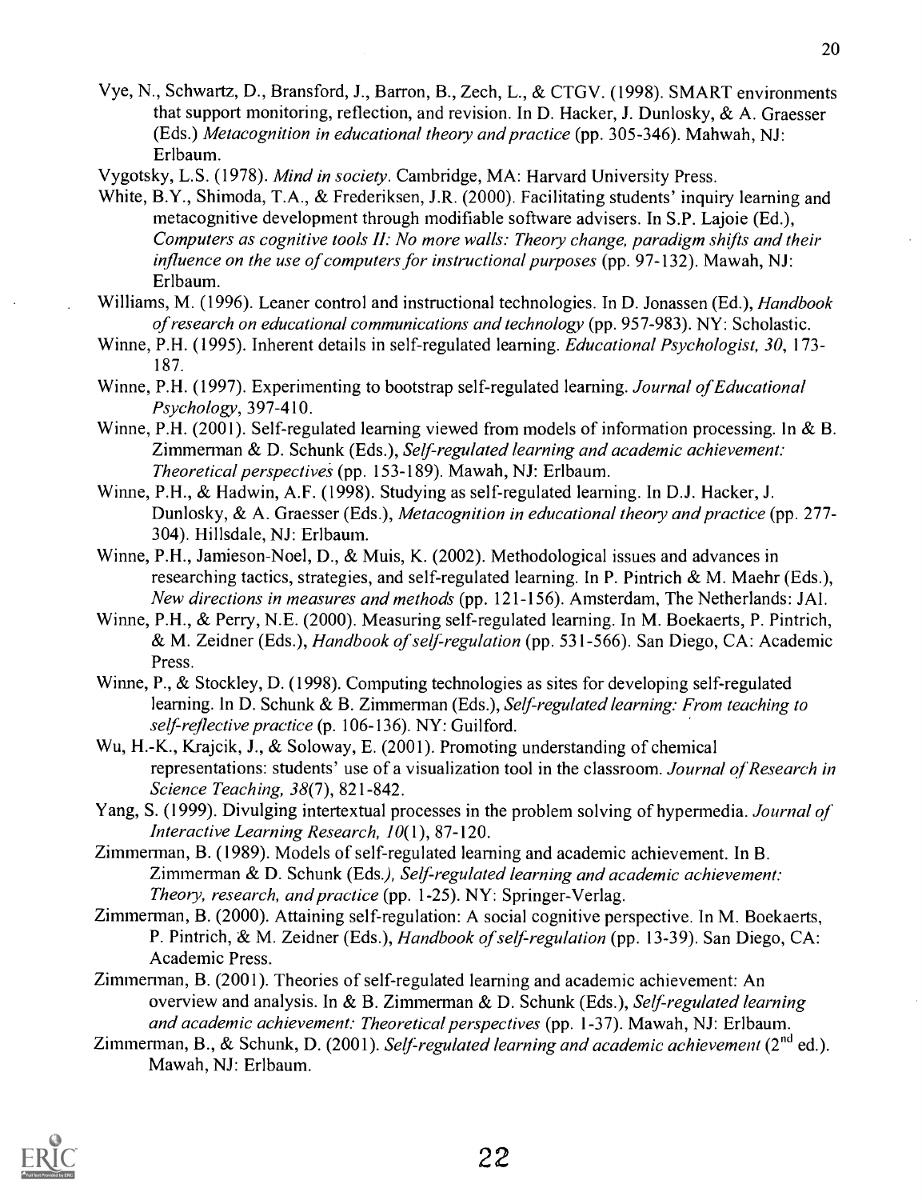Vye, N., Schwartz, D., Bransford, J., Barron, B., Zech, L., & CTGV. (1998). SMART environments that support monitoring, reflection, and revision. In D. Hacker, J. Dunlosky, & A. Graesser (Eds.) *Metacognition in educational theory and practice* (pp. 305-346). Mahwah, NJ: Erlbaum.

Vygotsky, L.S. (1978). *Mind in society*. Cambridge, MA: Harvard University Press.

White, B.Y., Shimoda, T.A., & Frederiksen, J.R. (2000). Facilitating students' inquiry learning and metacognitive development through modifiable software advisers. In S.P. Lajoie (Ed.), *Computers as cognitive tools II: No more walls: Theory change, paradigm shifts and their influence on the use of computers for instructional purposes* (pp. 97-132). Mawah, NJ: Erlbaum.

Williams, M. (1996). Leaner control and instructional technologies. In D. Jonassen (Ed.), *Handbook of research on educational communications and technology* (pp. 957-983). NY: Scholastic.

Winne, P.H. (1995). Inherent details in self-regulated learning. *Educational Psychologist, 30*, 173-187.

Winne, P.H. (1997). Experimenting to bootstrap self-regulated learning. *Journal of Educational Psychology*, 397-410.

Winne, P.H. (2001). Self-regulated learning viewed from models of information processing. In & B. Zimmerman & D. Schunk (Eds.), *Self-regulated learning and academic achievement: Theoretical perspectives* (pp. 153-189). Mawah, NJ: Erlbaum.

Winne, P.H., & Hadwin, A.F. (1998). Studying as self-regulated learning. In D.J. Hacker, J. Dunlosky, & A. Graesser (Eds.), *Metacognition in educational theory and practice* (pp. 277-304). Hillsdale, NJ: Erlbaum.

Winne, P.H., Jamieson-Noel, D., & Muis, K. (2002). Methodological issues and advances in researching tactics, strategies, and self-regulated learning. In P. Pintrich & M. Maehr (Eds.), *New directions in measures and methods* (pp. 121-156). Amsterdam, The Netherlands: JAI.

Winne, P.H., & Perry, N.E. (2000). Measuring self-regulated learning. In M. Boekaerts, P. Pintrich, & M. Zeidner (Eds.), *Handbook of self-regulation* (pp. 531-566). San Diego, CA: Academic Press.

Winne, P., & Stockley, D. (1998). Computing technologies as sites for developing self-regulated learning. In D. Schunk & B. Zimmerman (Eds.), *Self-regulated learning: From teaching to self-reflective practice* (p. 106-136). NY: Guilford.

Wu, H.-K., Krajcik, J., & Soloway, E. (2001). Promoting understanding of chemical representations: students' use of a visualization tool in the classroom. *Journal of Research in Science Teaching, 38*(7), 821-842.

Yang, S. (1999). Divulging intertextual processes in the problem solving of hypermedia. *Journal of Interactive Learning Research, 10*(1), 87-120.

Zimmerman, B. (1989). Models of self-regulated learning and academic achievement. In B. Zimmerman & D. Schunk (Eds.), *Self-regulated learning and academic achievement: Theory, research, and practice* (pp. 1-25). NY: Springer-Verlag.

Zimmerman, B. (2000). Attaining self-regulation: A social cognitive perspective. In M. Boekaerts, P. Pintrich, & M. Zeidner (Eds.), *Handbook of self-regulation* (pp. 13-39). San Diego, CA: Academic Press.

Zimmerman, B. (2001). Theories of self-regulated learning and academic achievement: An overview and analysis. In & B. Zimmerman & D. Schunk (Eds.), *Self-regulated learning and academic achievement: Theoretical perspectives* (pp. 1-37). Mawah, NJ: Erlbaum.

Zimmerman, B., & Schunk, D. (2001). *Self-regulated learning and academic achievement* (2nd ed.). Mawah, NJ: Erlbaum.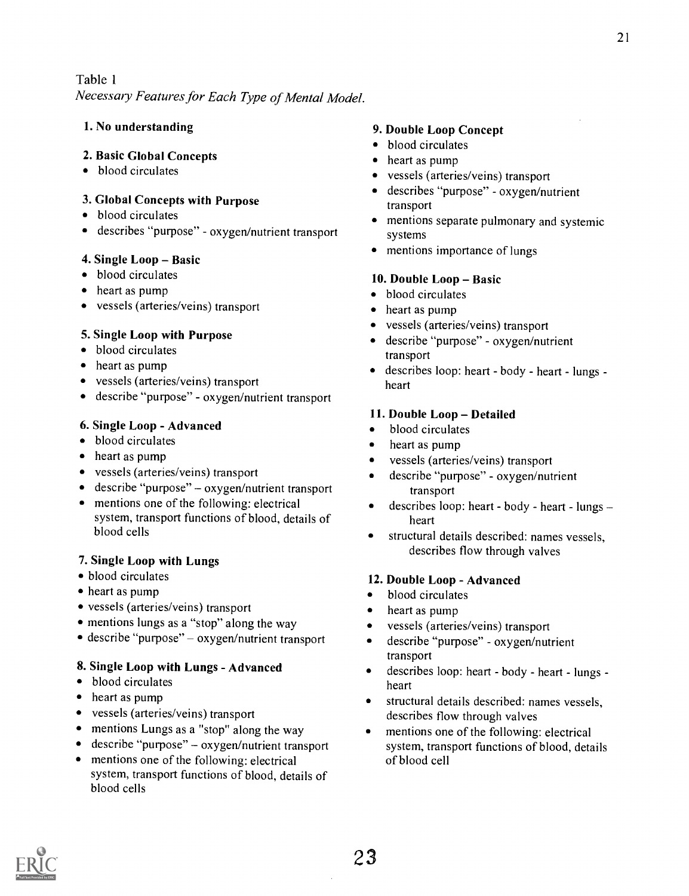Table 1

*Necessary Features for Each Type of Mental Model.*

**1. No understanding**

**2. Basic Global Concepts**
- blood circulates

**3. Global Concepts with Purpose**
- blood circulates
- describes "purpose" - oxygen/nutrient transport

**4. Single Loop – Basic**
- blood circulates
- heart as pump
- vessels (arteries/veins) transport

**5. Single Loop with Purpose**
- blood circulates
- heart as pump
- vessels (arteries/veins) transport
- describe "purpose" - oxygen/nutrient transport

**6. Single Loop - Advanced**
- blood circulates
- heart as pump
- vessels (arteries/veins) transport
- describe "purpose" – oxygen/nutrient transport
- mentions one of the following: electrical system, transport functions of blood, details of blood cells

**7. Single Loop with Lungs**
- blood circulates
- heart as pump
- vessels (arteries/veins) transport
- mentions lungs as a "stop" along the way
- describe "purpose" – oxygen/nutrient transport

**8. Single Loop with Lungs - Advanced**
- blood circulates
- heart as pump
- vessels (arteries/veins) transport
- mentions Lungs as a "stop" along the way
- describe "purpose" – oxygen/nutrient transport
- mentions one of the following: electrical system, transport functions of blood, details of blood cells

**9. Double Loop Concept**
- blood circulates
- heart as pump
- vessels (arteries/veins) transport
- describes "purpose" - oxygen/nutrient transport
- mentions separate pulmonary and systemic systems
- mentions importance of lungs

**10. Double Loop – Basic**
- blood circulates
- heart as pump
- vessels (arteries/veins) transport
- describe "purpose" - oxygen/nutrient transport
- describes loop: heart - body - heart - lungs - heart

**11. Double Loop – Detailed**
- blood circulates
- heart as pump
- vessels (arteries/veins) transport
- describe "purpose" - oxygen/nutrient transport
- describes loop: heart - body - heart - lungs – heart
- structural details described: names vessels, describes flow through valves

**12. Double Loop - Advanced**
- blood circulates
- heart as pump
- vessels (arteries/veins) transport
- describe "purpose" - oxygen/nutrient transport
- describes loop: heart - body - heart - lungs - heart
- structural details described: names vessels, describes flow through valves
- mentions one of the following: electrical system, transport functions of blood, details of blood cell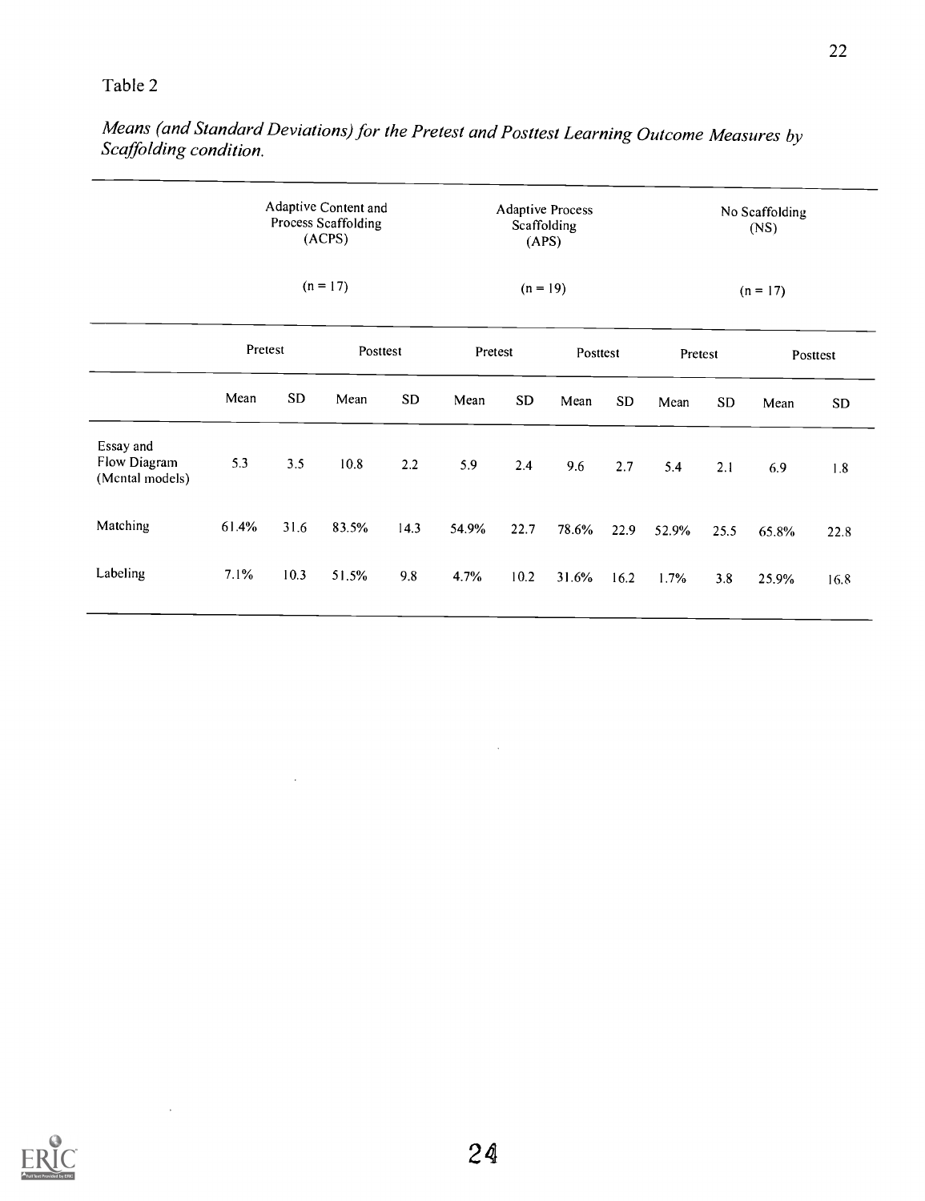Table 2

*Means (and Standard Deviations) for the Pretest and Posttest Learning Outcome Measures by Scaffolding condition.*

| | Adaptive Content and Process Scaffolding (ACPS) (n = 17) | | | | Adaptive Process Scaffolding (APS) (n = 19) | | | | No Scaffolding (NS) (n = 17) | | | |
|---|---|---|---|---|---|---|---|---|---|---|---|---|
| | Pretest | | Posttest | | Pretest | | Posttest | | Pretest | | Posttest | |
| | Mean | SD | Mean | SD | Mean | SD | Mean | SD | Mean | SD | Mean | SD |
| Essay and Flow Diagram (Mental models) | 5.3 | 3.5 | 10.8 | 2.2 | 5.9 | 2.4 | 9.6 | 2.7 | 5.4 | 2.1 | 6.9 | 1.8 |
| Matching | 61.4% | 31.6 | 83.5% | 14.3 | 54.9% | 22.7 | 78.6% | 22.9 | 52.9% | 25.5 | 65.8% | 22.8 |
| Labeling | 7.1% | 10.3 | 51.5% | 9.8 | 4.7% | 10.2 | 31.6% | 16.2 | 1.7% | 3.8 | 25.9% | 16.8 |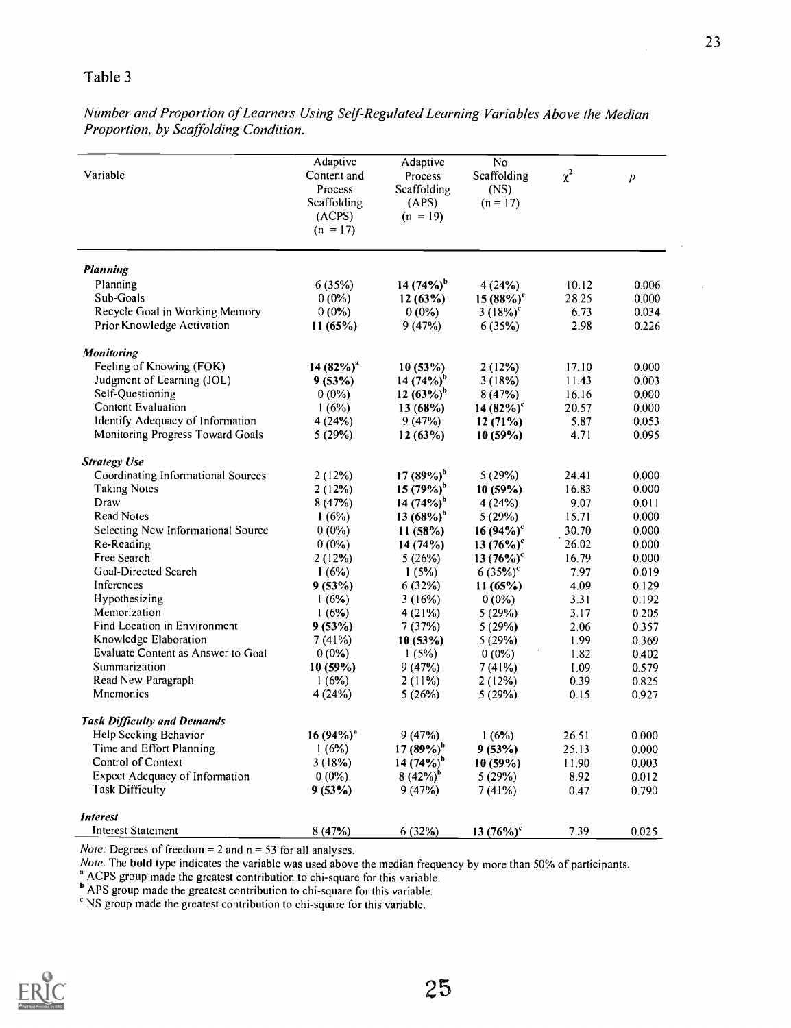Table 3

*Number and Proportion of Learners Using Self-Regulated Learning Variables Above the Median Proportion, by Scaffolding Condition.*

| Variable | Adaptive Content and Process Scaffolding (ACPS) (n = 17) | Adaptive Process Scaffolding (APS) (n = 19) | No Scaffolding (NS) (n = 17) | $\chi^2$ | $p$ |
|---|---|---|---|---|---|
| ***Planning*** | | | | | |
| Planning | 6 (35%) | **14 (74%)**[b] | 4 (24%) | 10.12 | 0.006 |
| Sub-Goals | 0 (0%) | **12 (63%)** | **15 (88%)**[c] | 28.25 | 0.000 |
| Recycle Goal in Working Memory | 0 (0%) | 0 (0%) | 3 (18%)[c] | 6.73 | 0.034 |
| Prior Knowledge Activation | **11 (65%)** | 9 (47%) | 6 (35%) | 2.98 | 0.226 |
| ***Monitoring*** | | | | | |
| Feeling of Knowing (FOK) | **14 (82%)**[a] | **10 (53%)** | 2 (12%) | 17.10 | 0.000 |
| Judgment of Learning (JOL) | **9 (53%)** | **14 (74%)**[b] | 3 (18%) | 11.43 | 0.003 |
| Self-Questioning | 0 (0%) | **12 (63%)**[b] | 8 (47%) | 16.16 | 0.000 |
| Content Evaluation | 1 (6%) | **13 (68%)** | **14 (82%)**[c] | 20.57 | 0.000 |
| Identify Adequacy of Information | 4 (24%) | 9 (47%) | **12 (71%)** | 5.87 | 0.053 |
| Monitoring Progress Toward Goals | 5 (29%) | **12 (63%)** | **10 (59%)** | 4.71 | 0.095 |
| ***Strategy Use*** | | | | | |
| Coordinating Informational Sources | 2 (12%) | **17 (89%)**[b] | 5 (29%) | 24.41 | 0.000 |
| Taking Notes | 2 (12%) | **15 (79%)**[b] | **10 (59%)** | 16.83 | 0.000 |
| Draw | 8 (47%) | **14 (74%)**[b] | 4 (24%) | 9.07 | 0.011 |
| Read Notes | 1 (6%) | **13 (68%)**[b] | 5 (29%) | 15.71 | 0.000 |
| Selecting New Informational Source | 0 (0%) | **11 (58%)** | **16 (94%)**[c] | 30.70 | 0.000 |
| Re-Reading | 0 (0%) | **14 (74%)** | **13 (76%)**[c] | 26.02 | 0.000 |
| Free Search | 2 (12%) | 5 (26%) | **13 (76%)**[c] | 16.79 | 0.000 |
| Goal-Directed Search | 1 (6%) | 1 (5%) | 6 (35%)[c] | 7.97 | 0.019 |
| Inferences | **9 (53%)** | 6 (32%) | **11 (65%)** | 4.09 | 0.129 |
| Hypothesizing | 1 (6%) | 3 (16%) | 0 (0%) | 3.31 | 0.192 |
| Memorization | 1 (6%) | 4 (21%) | 5 (29%) | 3.17 | 0.205 |
| Find Location in Environment | **9 (53%)** | 7 (37%) | 5 (29%) | 2.06 | 0.357 |
| Knowledge Elaboration | 7 (41%) | **10 (53%)** | 5 (29%) | 1.99 | 0.369 |
| Evaluate Content as Answer to Goal | 0 (0%) | 1 (5%) | 0 (0%) | 1.82 | 0.402 |
| Summarization | **10 (59%)** | 9 (47%) | 7 (41%) | 1.09 | 0.579 |
| Read New Paragraph | 1 (6%) | 2 (11%) | 2 (12%) | 0.39 | 0.825 |
| Mnemonics | 4 (24%) | 5 (26%) | 5 (29%) | 0.15 | 0.927 |
| ***Task Difficulty and Demands*** | | | | | |
| Help Seeking Behavior | **16 (94%)**[a] | 9 (47%) | 1 (6%) | 26.51 | 0.000 |
| Time and Effort Planning | 1 (6%) | **17 (89%)**[b] | **9 (53%)** | 25.13 | 0.000 |
| Control of Context | 3 (18%) | **14 (74%)**[b] | **10 (59%)** | 11.90 | 0.003 |
| Expect Adequacy of Information | 0 (0%) | 8 (42%)[b] | 5 (29%) | 8.92 | 0.012 |
| Task Difficulty | **9 (53%)** | 9 (47%) | 7 (41%) | 0.47 | 0.790 |
| ***Interest*** | | | | | |
| Interest Statement | 8 (47%) | 6 (32%) | **13 (76%)**[c] | 7.39 | 0.025 |

*Note:* Degrees of freedom = 2 and n = 53 for all analyses.

*Note.* The **bold** type indicates the variable was used above the median frequency by more than 50% of participants.

[a] ACPS group made the greatest contribution to chi-square for this variable.

[b] APS group made the greatest contribution to chi-square for this variable.

[c] NS group made the greatest contribution to chi-square for this variable.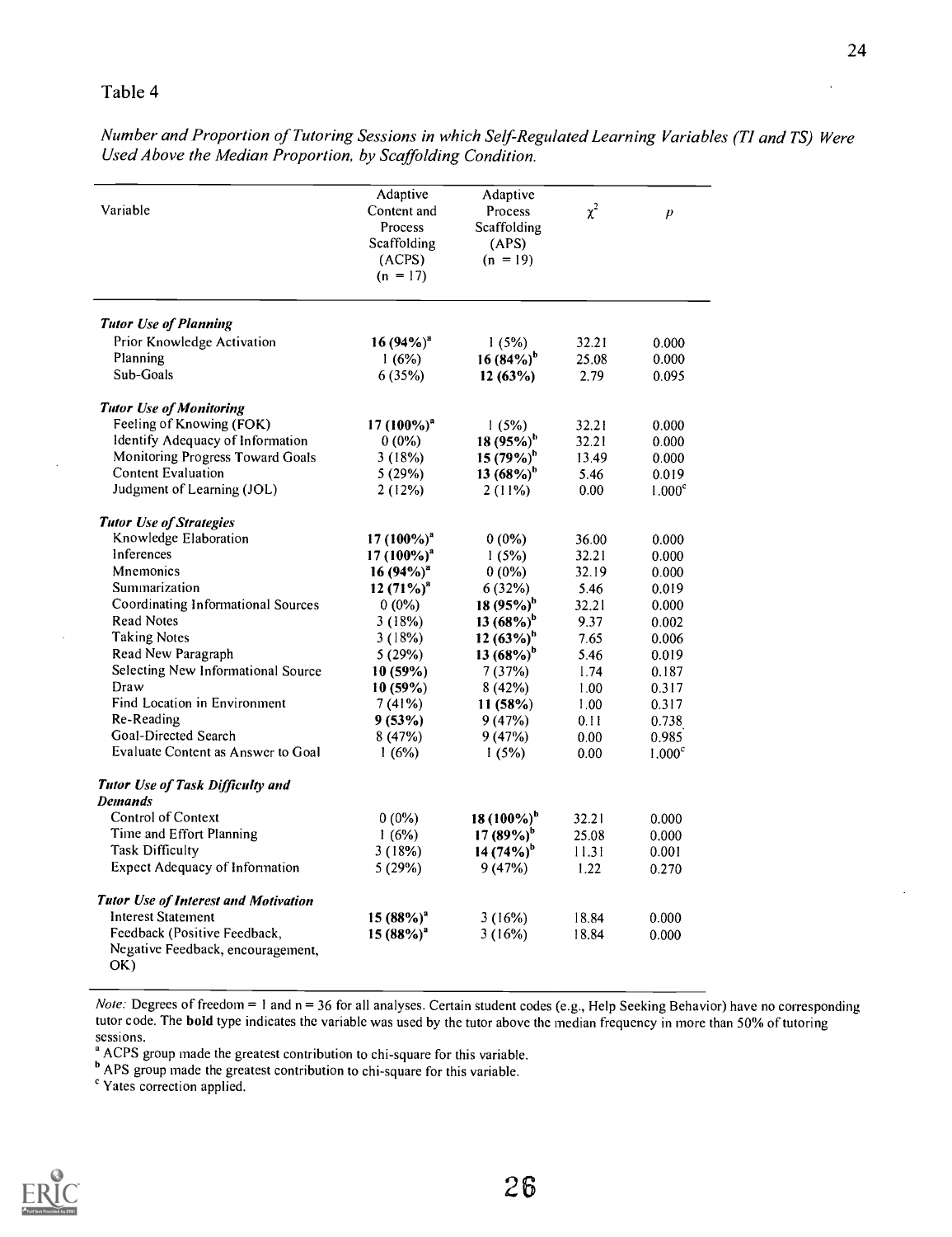Table 4

*Number and Proportion of Tutoring Sessions in which Self-Regulated Learning Variables (TI and TS) Were Used Above the Median Proportion, by Scaffolding Condition.*

| Variable | Adaptive Content and Process Scaffolding (ACPS) (n = 17) | Adaptive Process Scaffolding (APS) (n = 19) | $\chi^2$ | $p$ |
|---|---|---|---|---|
| ***Tutor Use of Planning*** | | | | |
| Prior Knowledge Activation | **16 (94%)**[a] | 1 (5%) | 32.21 | 0.000 |
| Planning | 1 (6%) | **16 (84%)**[b] | 25.08 | 0.000 |
| Sub-Goals | 6 (35%) | **12 (63%)** | 2.79 | 0.095 |
| ***Tutor Use of Monitoring*** | | | | |
| Feeling of Knowing (FOK) | **17 (100%)**[a] | 1 (5%) | 32.21 | 0.000 |
| Identify Adequacy of Information | 0 (0%) | **18 (95%)**[b] | 32.21 | 0.000 |
| Monitoring Progress Toward Goals | 3 (18%) | **15 (79%)**[b] | 13.49 | 0.000 |
| Content Evaluation | 5 (29%) | **13 (68%)**[b] | 5.46 | 0.019 |
| Judgment of Learning (JOL) | 2 (12%) | 2 (11%) | 0.00 | 1.000[c] |
| ***Tutor Use of Strategies*** | | | | |
| Knowledge Elaboration | **17 (100%)**[a] | 0 (0%) | 36.00 | 0.000 |
| Inferences | **17 (100%)**[a] | 1 (5%) | 32.21 | 0.000 |
| Mnemonics | **16 (94%)**[a] | 0 (0%) | 32.19 | 0.000 |
| Summarization | **12 (71%)**[a] | 6 (32%) | 5.46 | 0.019 |
| Coordinating Informational Sources | 0 (0%) | **18 (95%)**[b] | 32.21 | 0.000 |
| Read Notes | 3 (18%) | **13 (68%)**[b] | 9.37 | 0.002 |
| Taking Notes | 3 (18%) | **12 (63%)**[b] | 7.65 | 0.006 |
| Read New Paragraph | 5 (29%) | **13 (68%)**[b] | 5.46 | 0.019 |
| Selecting New Informational Source | **10 (59%)** | 7 (37%) | 1.74 | 0.187 |
| Draw | **10 (59%)** | 8 (42%) | 1.00 | 0.317 |
| Find Location in Environment | 7 (41%) | **11 (58%)** | 1.00 | 0.317 |
| Re-Reading | **9 (53%)** | 9 (47%) | 0.11 | 0.738 |
| Goal-Directed Search | 8 (47%) | 9 (47%) | 0.00 | 0.985 |
| Evaluate Content as Answer to Goal | 1 (6%) | 1 (5%) | 0.00 | 1.000[c] |
| ***Tutor Use of Task Difficulty and Demands*** | | | | |
| Control of Context | 0 (0%) | **18 (100%)**[b] | 32.21 | 0.000 |
| Time and Effort Planning | 1 (6%) | **17 (89%)**[b] | 25.08 | 0.000 |
| Task Difficulty | 3 (18%) | **14 (74%)**[b] | 11.31 | 0.001 |
| Expect Adequacy of Information | 5 (29%) | 9 (47%) | 1.22 | 0.270 |
| ***Tutor Use of Interest and Motivation*** | | | | |
| Interest Statement | **15 (88%)**[a] | 3 (16%) | 18.84 | 0.000 |
| Feedback (Positive Feedback, Negative Feedback, encouragement, OK) | **15 (88%)**[a] | 3 (16%) | 18.84 | 0.000 |

*Note:* Degrees of freedom = 1 and n = 36 for all analyses. Certain student codes (e.g., Help Seeking Behavior) have no corresponding tutor code. The **bold** type indicates the variable was used by the tutor above the median frequency in more than 50% of tutoring sessions.

[a] ACPS group made the greatest contribution to chi-square for this variable.

[b] APS group made the greatest contribution to chi-square for this variable.

[c] Yates correction applied.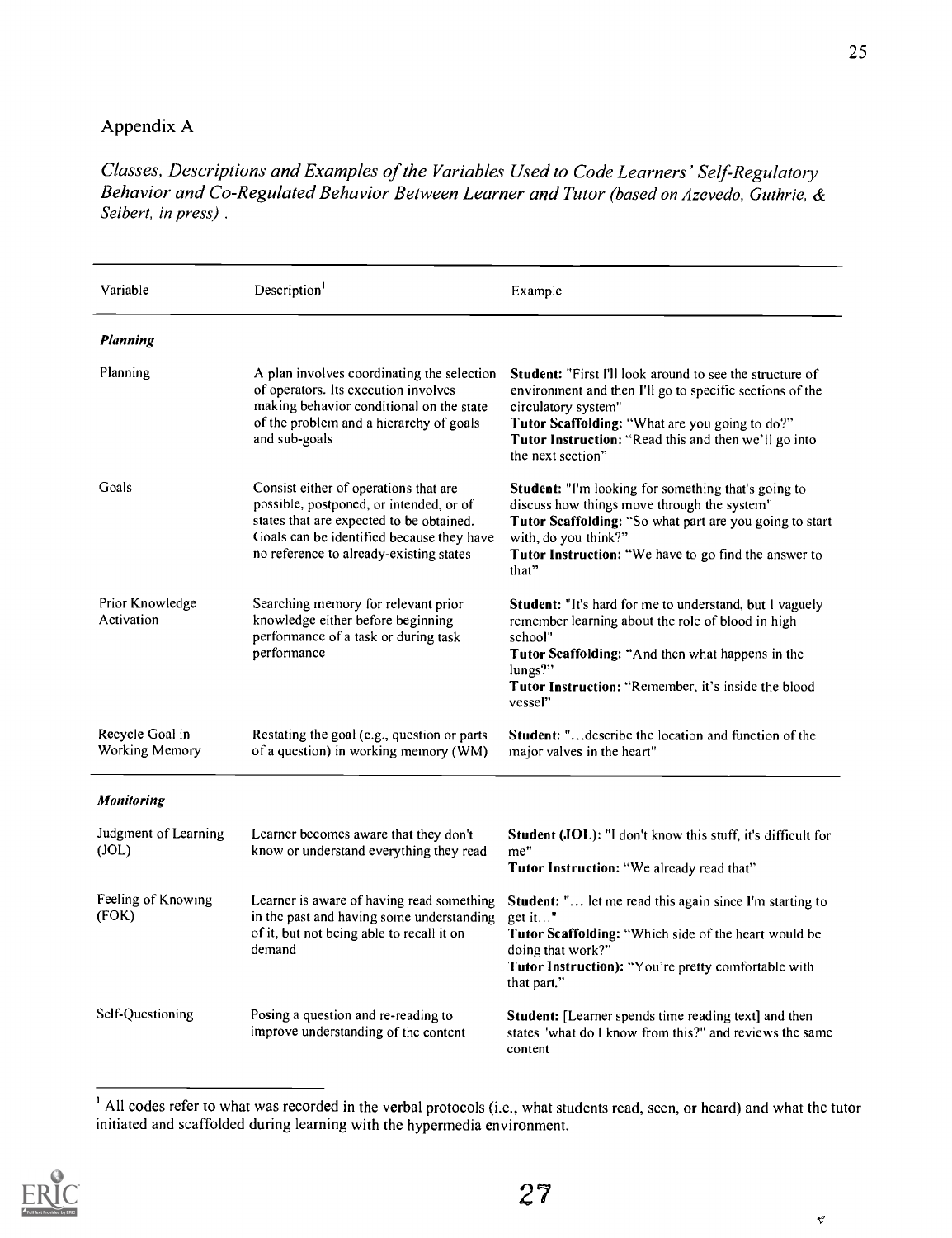## Appendix A

*Classes, Descriptions and Examples of the Variables Used to Code Learners' Self-Regulatory Behavior and Co-Regulated Behavior Between Learner and Tutor (based on Azevedo, Guthrie, & Seibert, in press).*

| Variable | Description[1] | Example |
|---|---|---|
| ***Planning*** | | |
| Planning | A plan involves coordinating the selection of operators. Its execution involves making behavior conditional on the state of the problem and a hierarchy of goals and sub-goals | **Student:** "First I'll look around to see the structure of environment and then I'll go to specific sections of the circulatory system" **Tutor Scaffolding:** "What are you going to do?" **Tutor Instruction:** "Read this and then we'll go into the next section" |
| Goals | Consist either of operations that are possible, postponed, or intended, or of states that are expected to be obtained. Goals can be identified because they have no reference to already-existing states | **Student:** "I'm looking for something that's going to discuss how things move through the system" **Tutor Scaffolding:** "So what part are you going to start with, do you think?" **Tutor Instruction:** "We have to go find the answer to that" |
| Prior Knowledge Activation | Searching memory for relevant prior knowledge either before beginning performance of a task or during task performance | **Student:** "It's hard for me to understand, but I vaguely remember learning about the role of blood in high school" **Tutor Scaffolding:** "And then what happens in the lungs?" **Tutor Instruction:** "Remember, it's inside the blood vessel" |
| Recycle Goal in Working Memory | Restating the goal (e.g., question or parts of a question) in working memory (WM) | **Student:** "...describe the location and function of the major valves in the heart" |
| ***Monitoring*** | | |
| Judgment of Learning (JOL) | Learner becomes aware that they don't know or understand everything they read | **Student (JOL):** "I don't know this stuff, it's difficult for me" **Tutor Instruction:** "We already read that" |
| Feeling of Knowing (FOK) | Learner is aware of having read something in the past and having some understanding of it, but not being able to recall it on demand | **Student:** "... let me read this again since I'm starting to get it..." **Tutor Scaffolding:** "Which side of the heart would be doing that work?" **Tutor Instruction):** "You're pretty comfortable with that part." |
| Self-Questioning | Posing a question and re-reading to improve understanding of the content | **Student:** [Learner spends time reading text] and then states "what do I know from this?" and reviews the same content |

[1] All codes refer to what was recorded in the verbal protocols (i.e., what students read, seen, or heard) and what the tutor initiated and scaffolded during learning with the hypermedia environment.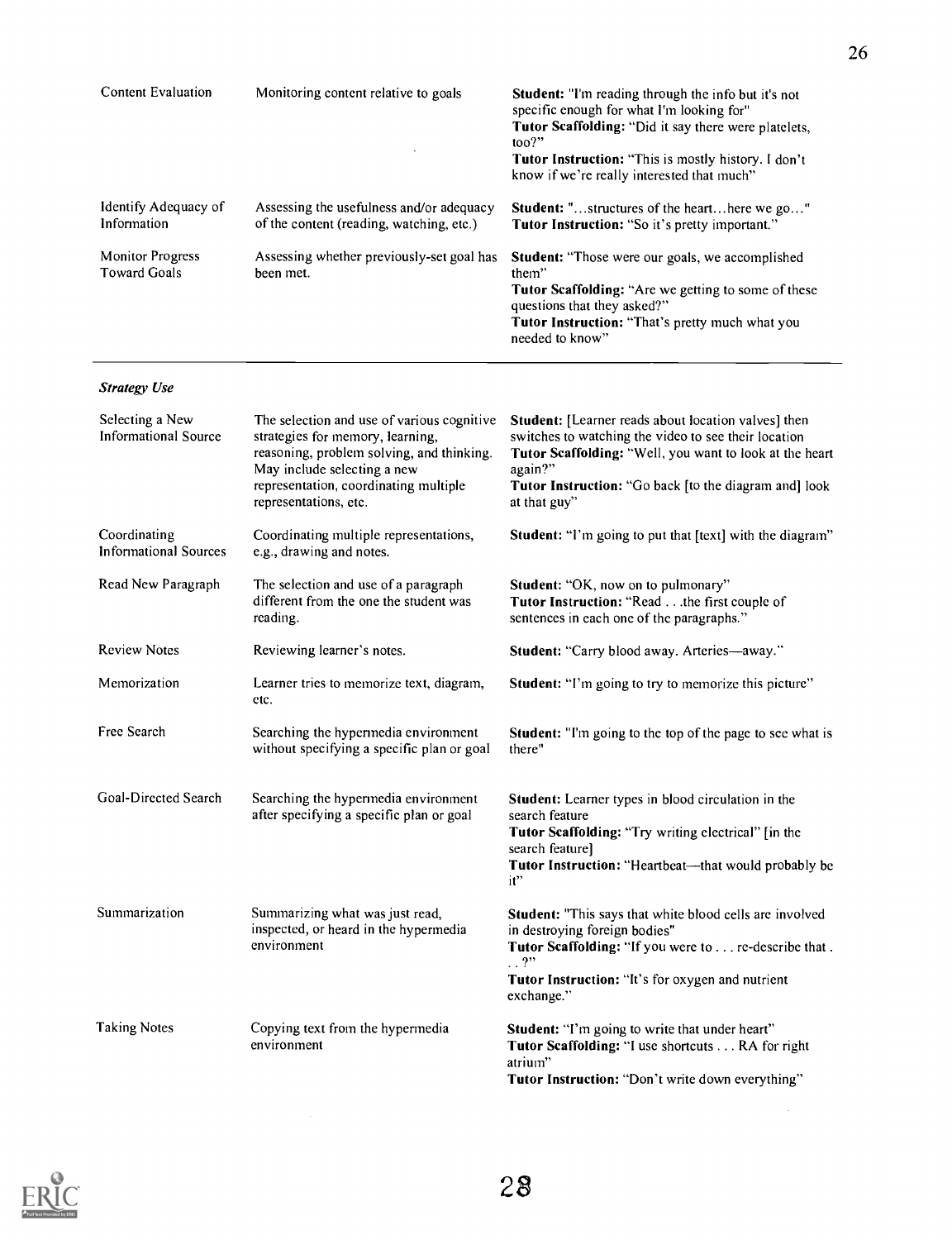| | | |
|---|---|---|
| Content Evaluation | Monitoring content relative to goals | **Student:** "I'm reading through the info but it's not specific enough for what I'm looking for"<br>**Tutor Scaffolding:** "Did it say there were platelets, too?"<br>**Tutor Instruction:** "This is mostly history. I don't know if we're really interested that much" |
| Identify Adequacy of Information | Assessing the usefulness and/or adequacy of the content (reading, watching, etc.) | **Student:** "...structures of the heart...here we go..."<br>**Tutor Instruction:** "So it's pretty important." |
| Monitor Progress Toward Goals | Assessing whether previously-set goal has been met. | **Student:** "Those were our goals, we accomplished them"<br>**Tutor Scaffolding:** "Are we getting to some of these questions that they asked?"<br>**Tutor Instruction:** "That's pretty much what you needed to know" |
| ***Strategy Use*** | | |
| Selecting a New Informational Source | The selection and use of various cognitive strategies for memory, learning, reasoning, problem solving, and thinking. May include selecting a new representation, coordinating multiple representations, etc. | **Student:** [Learner reads about location valves] then switches to watching the video to see their location<br>**Tutor Scaffolding:** "Well, you want to look at the heart again?"<br>**Tutor Instruction:** "Go back [to the diagram and] look at that guy" |
| Coordinating Informational Sources | Coordinating multiple representations, e.g., drawing and notes. | **Student:** "I'm going to put that [text] with the diagram" |
| Read New Paragraph | The selection and use of a paragraph different from the one the student was reading. | **Student:** "OK, now on to pulmonary"<br>**Tutor Instruction:** "Read . . .the first couple of sentences in each one of the paragraphs." |
| Review Notes | Reviewing learner's notes. | **Student:** "Carry blood away. Arteries—away." |
| Memorization | Learner tries to memorize text, diagram, etc. | **Student:** "I'm going to try to memorize this picture" |
| Free Search | Searching the hypermedia environment without specifying a specific plan or goal | **Student:** "I'm going to the top of the page to see what is there" |
| Goal-Directed Search | Searching the hypermedia environment after specifying a specific plan or goal | **Student:** Learner types in blood circulation in the search feature<br>**Tutor Scaffolding:** "Try writing electrical" [in the search feature]<br>**Tutor Instruction:** "Heartbeat—that would probably be it" |
| Summarization | Summarizing what was just read, inspected, or heard in the hypermedia environment | **Student:** "This says that white blood cells are involved in destroying foreign bodies"<br>**Tutor Scaffolding:** "If you were to . . . re-describe that . . . ?"<br>**Tutor Instruction:** "It's for oxygen and nutrient exchange." |
| Taking Notes | Copying text from the hypermedia environment | **Student:** "I'm going to write that under heart"<br>**Tutor Scaffolding:** "I use shortcuts . . . RA for right atrium"<br>**Tutor Instruction:** "Don't write down everything" |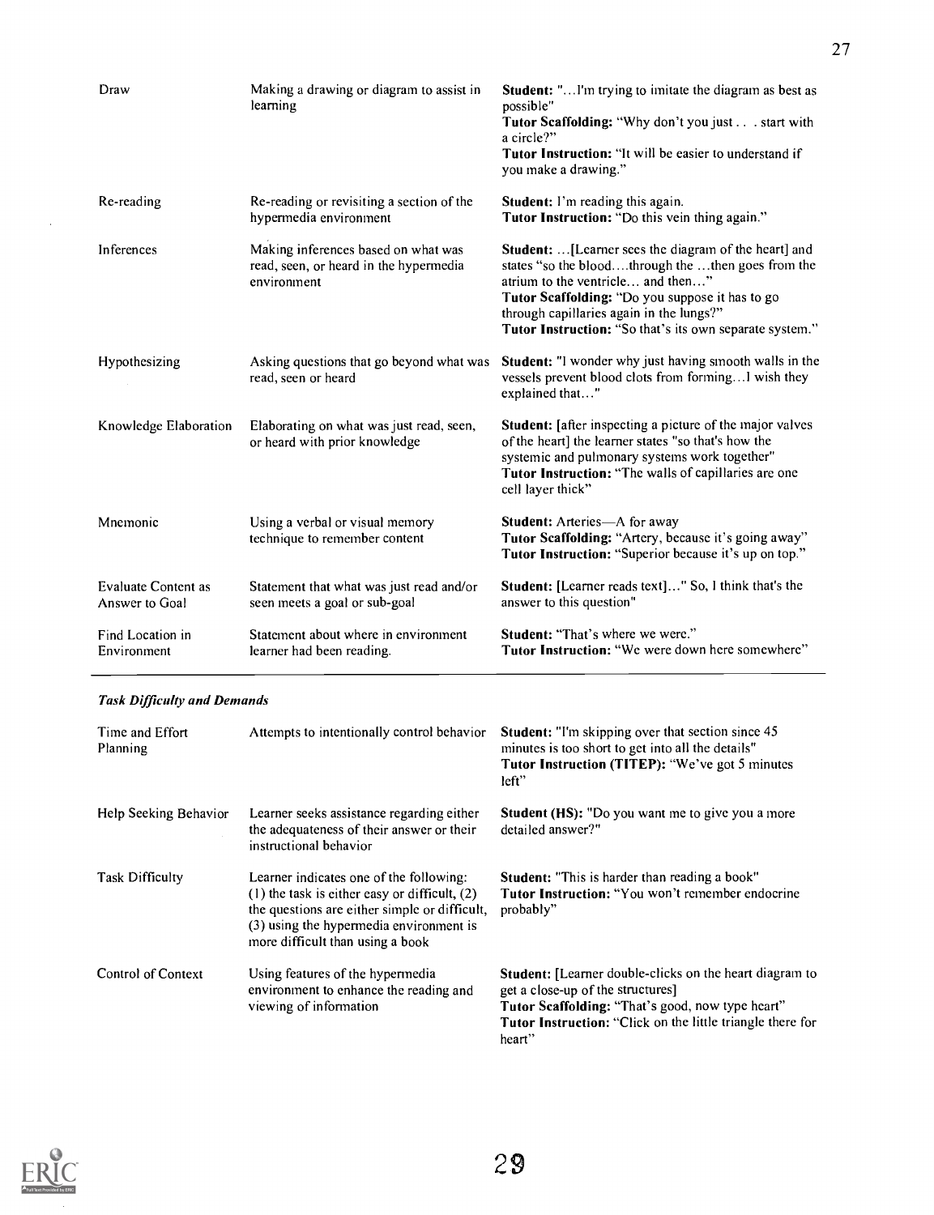| | | |
|---|---|---|
| Draw | Making a drawing or diagram to assist in learning | **Student:** "...I'm trying to imitate the diagram as best as possible"<br>**Tutor Scaffolding:** "Why don't you just . . . start with a circle?"<br>**Tutor Instruction:** "It will be easier to understand if you make a drawing." |
| Re-reading | Re-reading or revisiting a section of the hypermedia environment | **Student:** I'm reading this again.<br>**Tutor Instruction:** "Do this vein thing again." |
| Inferences | Making inferences based on what was read, seen, or heard in the hypermedia environment | **Student:** ...[Learner sees the diagram of the heart] and states "so the blood....through the ...then goes from the atrium to the ventricle... and then..."<br>**Tutor Scaffolding:** "Do you suppose it has to go through capillaries again in the lungs?"<br>**Tutor Instruction:** "So that's its own separate system." |
| Hypothesizing | Asking questions that go beyond what was read, seen or heard | **Student:** "I wonder why just having smooth walls in the vessels prevent blood clots from forming...I wish they explained that..." |
| Knowledge Elaboration | Elaborating on what was just read, seen, or heard with prior knowledge | **Student:** [after inspecting a picture of the major valves of the heart] the learner states "so that's how the systemic and pulmonary systems work together"<br>**Tutor Instruction:** "The walls of capillaries are one cell layer thick" |
| Mnemonic | Using a verbal or visual memory technique to remember content | **Student:** Arteries—A for away<br>**Tutor Scaffolding:** "Artery, because it's going away"<br>**Tutor Instruction:** "Superior because it's up on top." |
| Evaluate Content as Answer to Goal | Statement that what was just read and/or seen meets a goal or sub-goal | **Student:** [Learner reads text]..." So, I think that's the answer to this question" |
| Find Location in Environment | Statement about where in environment learner had been reading. | **Student:** "That's where we were."<br>**Tutor Instruction:** "We were down here somewhere" |

***Task Difficulty and Demands***

| | | |
|---|---|---|
| Time and Effort Planning | Attempts to intentionally control behavior | **Student:** "I'm skipping over that section since 45 minutes is too short to get into all the details"<br>**Tutor Instruction (TITEP):** "We've got 5 minutes left" |
| Help Seeking Behavior | Learner seeks assistance regarding either the adequateness of their answer or their instructional behavior | **Student (HS):** "Do you want me to give you a more detailed answer?" |
| Task Difficulty | Learner indicates one of the following: (1) the task is either easy or difficult, (2) the questions are either simple or difficult, (3) using the hypermedia environment is more difficult than using a book | **Student:** "This is harder than reading a book"<br>**Tutor Instruction:** "You won't remember endocrine probably" |
| Control of Context | Using features of the hypermedia environment to enhance the reading and viewing of information | **Student:** [Learner double-clicks on the heart diagram to get a close-up of the structures]<br>**Tutor Scaffolding:** "That's good, now type heart"<br>**Tutor Instruction:** "Click on the little triangle there for heart" |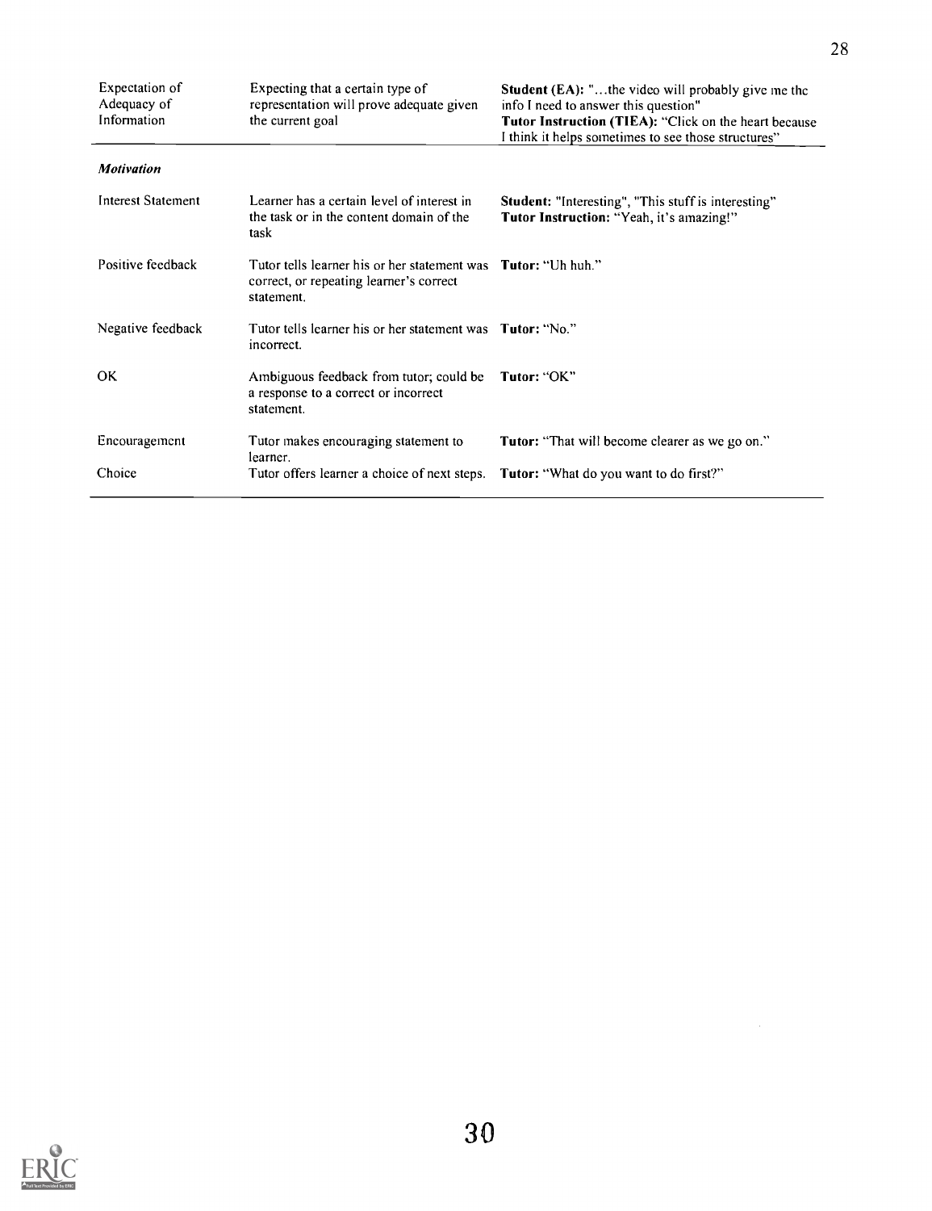| | | |
|---|---|---|
| Expectation of Adequacy of Information | Expecting that a certain type of representation will prove adequate given the current goal | **Student (EA):** "...the video will probably give me the info I need to answer this question"<br>**Tutor Instruction (TIEA):** "Click on the heart because I think it helps sometimes to see those structures" |
| ***Motivation*** | | |
| Interest Statement | Learner has a certain level of interest in the task or in the content domain of the task | **Student:** "Interesting", "This stuff is interesting"<br>**Tutor Instruction:** "Yeah, it's amazing!" |
| Positive feedback | Tutor tells learner his or her statement was correct, or repeating learner's correct statement. | **Tutor:** "Uh huh." |
| Negative feedback | Tutor tells learner his or her statement was incorrect. | **Tutor:** "No." |
| OK | Ambiguous feedback from tutor; could be a response to a correct or incorrect statement. | **Tutor:** "OK" |
| Encouragement | Tutor makes encouraging statement to learner. | **Tutor:** "That will become clearer as we go on." |
| Choice | Tutor offers learner a choice of next steps. | **Tutor:** "What do you want to do first?" |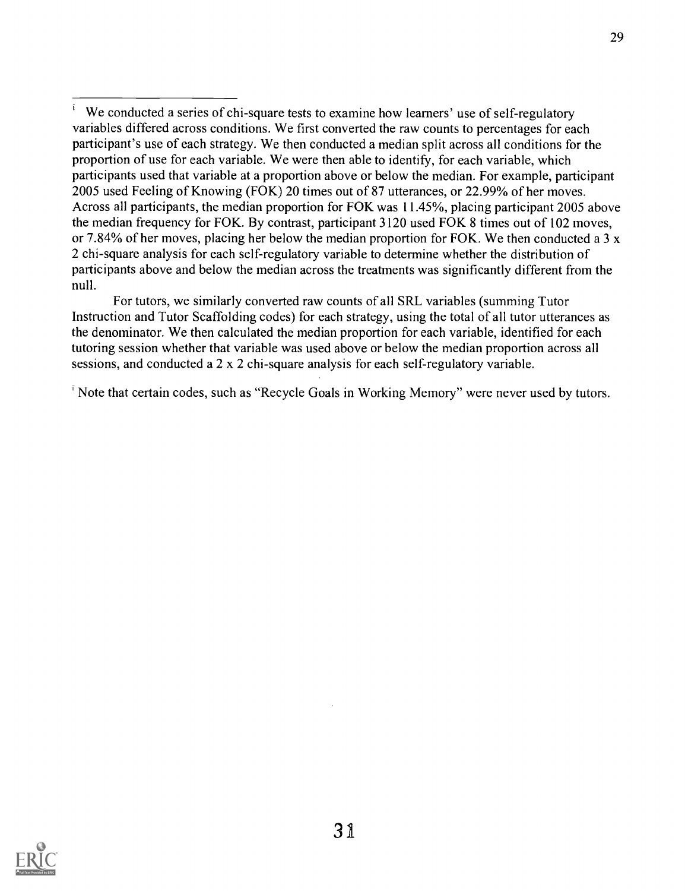[i] We conducted a series of chi-square tests to examine how learners' use of self-regulatory variables differed across conditions. We first converted the raw counts to percentages for each participant's use of each strategy. We then conducted a median split across all conditions for the proportion of use for each variable. We were then able to identify, for each variable, which participants used that variable at a proportion above or below the median. For example, participant 2005 used Feeling of Knowing (FOK) 20 times out of 87 utterances, or 22.99% of her moves. Across all participants, the median proportion for FOK was 11.45%, placing participant 2005 above the median frequency for FOK. By contrast, participant 3120 used FOK 8 times out of 102 moves, or 7.84% of her moves, placing her below the median proportion for FOK. We then conducted a 3 x 2 chi-square analysis for each self-regulatory variable to determine whether the distribution of participants above and below the median across the treatments was significantly different from the null.

For tutors, we similarly converted raw counts of all SRL variables (summing Tutor Instruction and Tutor Scaffolding codes) for each strategy, using the total of all tutor utterances as the denominator. We then calculated the median proportion for each variable, identified for each tutoring session whether that variable was used above or below the median proportion across all sessions, and conducted a 2 x 2 chi-square analysis for each self-regulatory variable.

[ii] Note that certain codes, such as "Recycle Goals in Working Memory" were never used by tutors.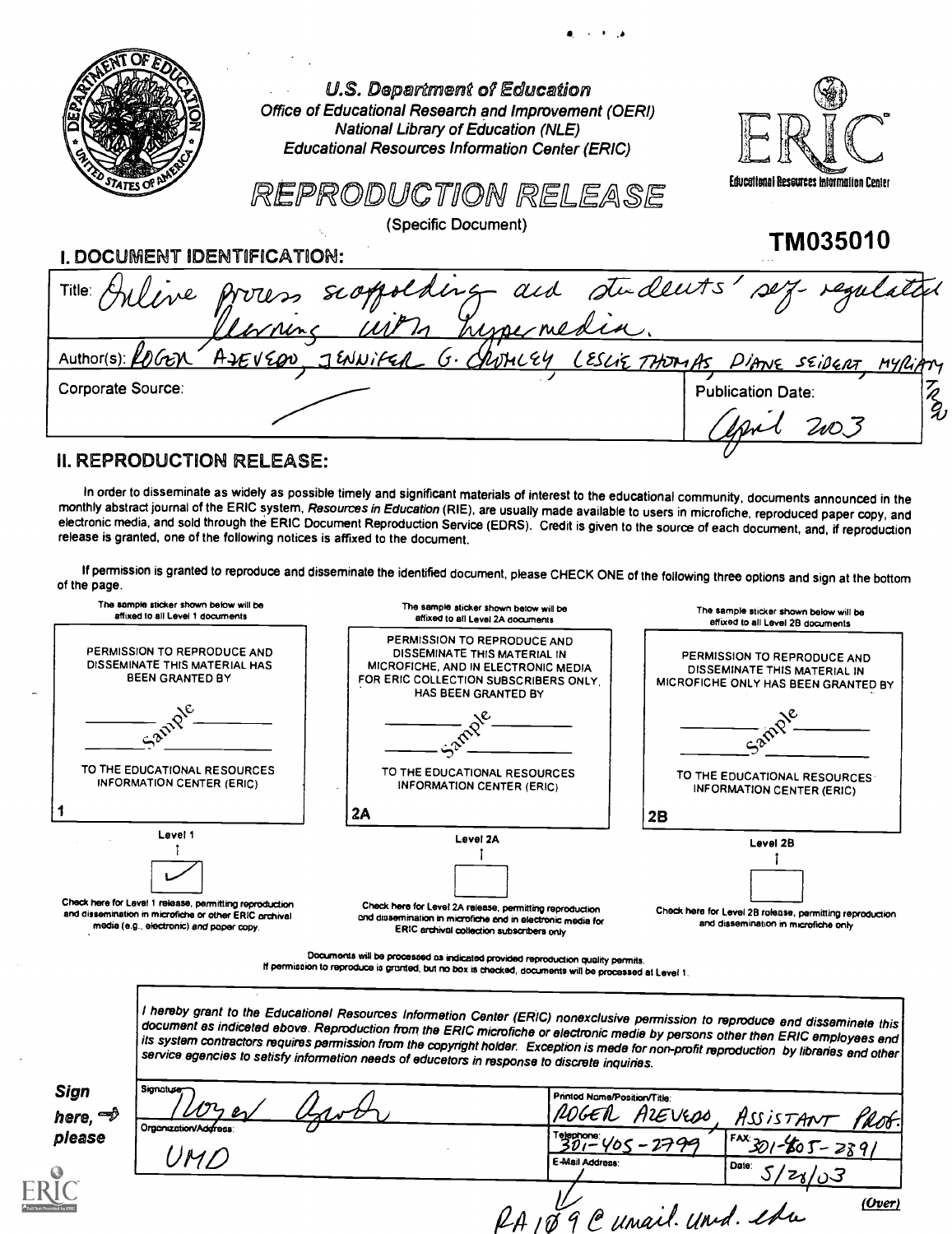U.S. Department of Education
Office of Educational Research and Improvement (OERI)
National Library of Education (NLE)
Educational Resources Information Center (ERIC)

ERIC — Educational Resources Information Center

# REPRODUCTION RELEASE

(Specific Document)

**TM035010**

## I. DOCUMENT IDENTIFICATION:

| | |
|---|---|
| Title: Online process scaffolding aid students' self-regulated learning with hypermedia. | |
| Author(s): ROGER AZEVEDO, JENNIFER G. CROMLEY, LESLIE THOMAS, DIANE SEIBERT, MYRIAM TRON | |
| Corporate Source: | Publication Date: April 2003 |

## II. REPRODUCTION RELEASE:

In order to disseminate as widely as possible timely and significant materials of interest to the educational community, documents announced in the monthly abstract journal of the ERIC system, *Resources in Education* (RIE), are usually made available to users in microfiche, reproduced paper copy, and electronic media, and sold through the ERIC Document Reproduction Service (EDRS). Credit is given to the source of each document, and, if reproduction release is granted, one of the following notices is affixed to the document.

If permission is granted to reproduce and disseminate the identified document, please CHECK ONE of the following three options and sign at the bottom of the page.

| The sample sticker shown below will be affixed to all Level 1 documents | The sample sticker shown below will be affixed to all Level 2A documents | The sample sticker shown below will be affixed to all Level 2B documents |
|---|---|---|
| PERMISSION TO REPRODUCE AND DISSEMINATE THIS MATERIAL HAS BEEN GRANTED BY<br>Sample<br>TO THE EDUCATIONAL RESOURCES INFORMATION CENTER (ERIC)<br>1 | PERMISSION TO REPRODUCE AND DISSEMINATE THIS MATERIAL IN MICROFICHE, AND IN ELECTRONIC MEDIA FOR ERIC COLLECTION SUBSCRIBERS ONLY, HAS BEEN GRANTED BY<br>Sample<br>TO THE EDUCATIONAL RESOURCES INFORMATION CENTER (ERIC)<br>2A | PERMISSION TO REPRODUCE AND DISSEMINATE THIS MATERIAL IN MICROFICHE ONLY HAS BEEN GRANTED BY<br>Sample<br>TO THE EDUCATIONAL RESOURCES INFORMATION CENTER (ERIC)<br>2B |
| Level 1<br>[✓] | Level 2A<br>[ ] | Level 2B<br>[ ] |
| Check here for Level 1 release, permitting reproduction and dissemination in microfiche or other ERIC archival media (e.g., electronic) *and* paper copy. | Check here for Level 2A release, permitting reproduction and dissemination in microfiche and in electronic media for ERIC archival collection subscribers only | Check here for Level 2B release, permitting reproduction and dissemination in microfiche only |

Documents will be processed as indicated provided reproduction quality permits.
If permission to reproduce is granted, but no box is checked, documents will be processed at Level 1.

*I hereby grant to the Educational Resources Information Center (ERIC) nonexclusive permission to reproduce and disseminate this document as indicated above. Reproduction from the ERIC microfiche or electronic media by persons other than ERIC employees and its system contractors requires permission from the copyright holder. Exception is made for non-profit reproduction by libraries and other service agencies to satisfy information needs of educators in response to discrete inquiries.*

**Sign here, please**

| | | |
|---|---|---|
| Signature: Roger Azevedo | Printed Name/Position/Title: ROGER AZEVEDO, ASSISTANT PROF. | |
| Organization/Address: UMD | Telephone: 301-405-2799 | FAX: 301-405-2891 |
| | E-Mail Address: RA109@umail.umd.edu | Date: 5/28/03 |

(Over)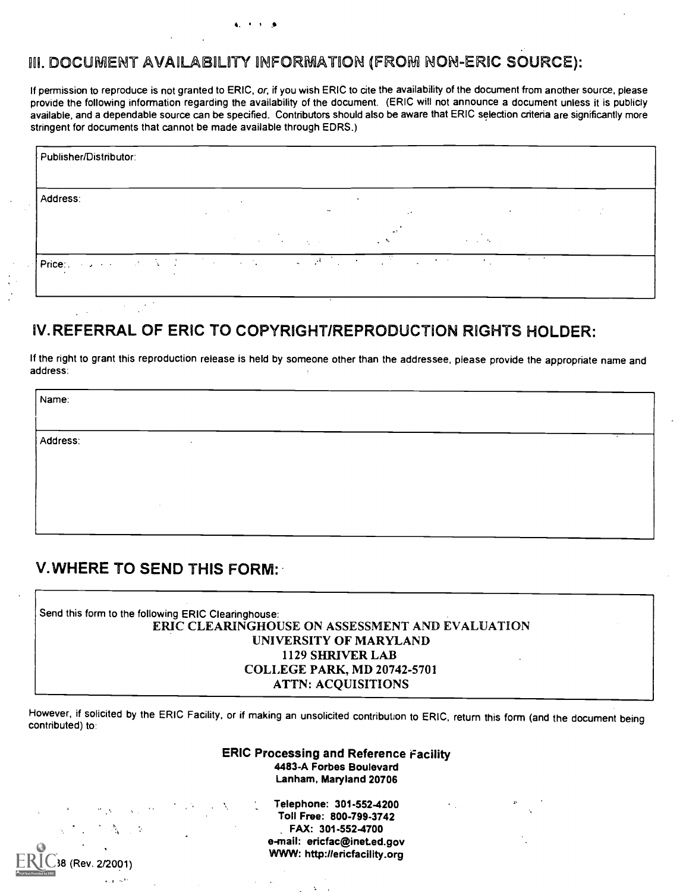## III. DOCUMENT AVAILABILITY INFORMATION (FROM NON-ERIC SOURCE):

If permission to reproduce is not granted to ERIC, *or*, if you wish ERIC to cite the availability of the document from another source, please provide the following information regarding the availability of the document. (ERIC will not announce a document unless it is publicly available, and a dependable source can be specified. Contributors should also be aware that ERIC selection criteria are significantly more stringent for documents that cannot be made available through EDRS.)

| |
|---|
| Publisher/Distributor: |
| Address: |
| Price: |

## IV. REFERRAL OF ERIC TO COPYRIGHT/REPRODUCTION RIGHTS HOLDER:

If the right to grant this reproduction release is held by someone other than the addressee, please provide the appropriate name and address:

| |
|---|
| Name: |
| Address: |

## V. WHERE TO SEND THIS FORM:

Send this form to the following ERIC Clearinghouse:

**ERIC CLEARINGHOUSE ON ASSESSMENT AND EVALUATION**
**UNIVERSITY OF MARYLAND**
**1129 SHRIVER LAB**
**COLLEGE PARK, MD 20742-5701**
**ATTN: ACQUISITIONS**

However, if solicited by the ERIC Facility, or if making an unsolicited contribution to ERIC, return this form (and the document being contributed) to:

**ERIC Processing and Reference Facility**
**4483-A Forbes Boulevard**
**Lanham, Maryland 20706**

**Telephone: 301-552-4200**
**Toll Free: 800-799-3742**
**FAX: 301-552-4700**
**e-mail: ericfac@inet.ed.gov**
**WWW: http://ericfacility.org**

38 (Rev. 2/2001)